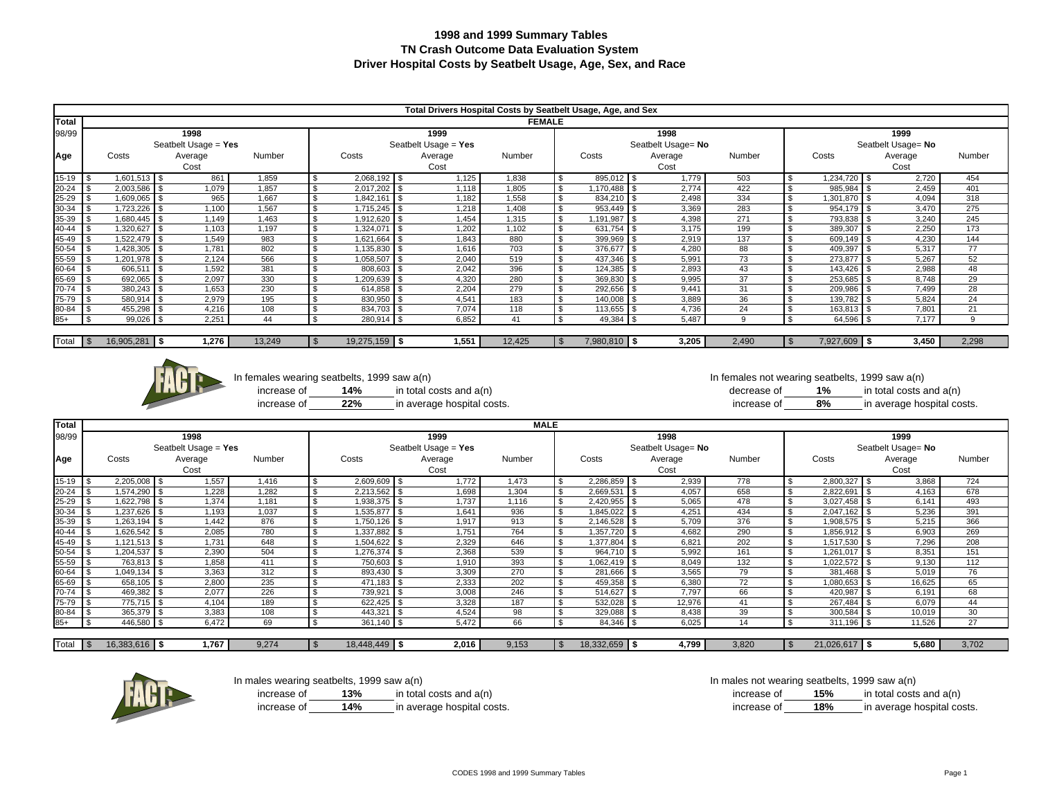# 1998 and 1999 Summary Tables
## TN Crash Outcome Data Evaluation System
## Driver Hospital Costs by Seatbelt Usage, Age, Sex, and Race

**Total Drivers Hospital Costs by Seatbelt Usage, Age, and Sex**

**Total 98/99 — FEMALE**

| Age | 1998 Seatbelt Usage = Yes Costs | Average Cost | Number | 1999 Seatbelt Usage = Yes Costs | Average Cost | Number | 1998 Seatbelt Usage= No Costs | Average Cost | Number | 1999 Seatbelt Usage= No Costs | Average Cost | Number |
|---|---|---|---|---|---|---|---|---|---|---|---|---|
| 15-19 | $ 1,601,513 | $ 861 | 1,859 | $ 2,068,192 | $ 1,125 | 1,838 | $ 895,012 | $ 1,779 | 503 | $ 1,234,720 | $ 2,720 | 454 |
| 20-24 | $ 2,003,586 | $ 1,079 | 1,857 | $ 2,017,202 | $ 1,118 | 1,805 | $ 1,170,488 | $ 2,774 | 422 | $ 985,984 | $ 2,459 | 401 |
| 25-29 | $ 1,609,065 | $ 965 | 1,667 | $ 1,842,161 | $ 1,182 | 1,558 | $ 834,210 | $ 2,498 | 334 | $ 1,301,870 | $ 4,094 | 318 |
| 30-34 | $ 1,723,226 | $ 1,100 | 1,567 | $ 1,715,245 | $ 1,218 | 1,408 | $ 953,449 | $ 3,369 | 283 | $ 954,179 | $ 3,470 | 275 |
| 35-39 | $ 1,680,445 | $ 1,149 | 1,463 | $ 1,912,620 | $ 1,454 | 1,315 | $ 1,191,987 | $ 4,398 | 271 | $ 793,838 | $ 3,240 | 245 |
| 40-44 | $ 1,320,627 | $ 1,103 | 1,197 | $ 1,324,071 | $ 1,202 | 1,102 | $ 631,754 | $ 3,175 | 199 | $ 389,307 | $ 2,250 | 173 |
| 45-49 | $ 1,522,479 | $ 1,549 | 983 | $ 1,621,664 | $ 1,843 | 880 | $ 399,969 | $ 2,919 | 137 | $ 609,149 | $ 4,230 | 144 |
| 50-54 | $ 1,428,305 | $ 1,781 | 802 | $ 1,135,830 | $ 1,616 | 703 | $ 376,677 | $ 4,280 | 88 | $ 409,397 | $ 5,317 | 77 |
| 55-59 | $ 1,201,978 | $ 2,124 | 566 | $ 1,058,507 | $ 2,040 | 519 | $ 437,346 | $ 5,991 | 73 | $ 273,877 | $ 5,267 | 52 |
| 60-64 | $ 606,511 | $ 1,592 | 381 | $ 808,603 | $ 2,042 | 396 | $ 124,385 | $ 2,893 | 43 | $ 143,426 | $ 2,988 | 48 |
| 65-69 | $ 692,065 | $ 2,097 | 330 | $ 1,209,639 | $ 4,320 | 280 | $ 369,830 | $ 9,995 | 37 | $ 253,685 | $ 8,748 | 29 |
| 70-74 | $ 380,243 | $ 1,653 | 230 | $ 614,858 | $ 2,204 | 279 | $ 292,656 | $ 9,441 | 31 | $ 209,986 | $ 7,499 | 28 |
| 75-79 | $ 580,914 | $ 2,979 | 195 | $ 830,950 | $ 4,541 | 183 | $ 140,008 | $ 3,889 | 36 | $ 139,782 | $ 5,824 | 24 |
| 80-84 | $ 455,298 | $ 4,216 | 108 | $ 834,703 | $ 7,074 | 118 | $ 113,655 | $ 4,736 | 24 | $ 163,813 | $ 7,801 | 21 |
| 85+ | $ 99,026 | $ 2,251 | 44 | $ 280,914 | $ 6,852 | 41 | $ 49,384 | $ 5,487 | 9 | $ 64,596 | $ 7,177 | 9 |
| Total | $ 16,905,281 | $ 1,276 | 13,249 | $ 19,275,159 | $ 1,551 | 12,425 | $ 7,980,810 | $ 3,205 | 2,490 | $ 7,927,609 | $ 3,450 | 2,298 |

**FACT:**

In females wearing seatbelts, 1999 saw a(n) increase of **14%** in total costs and a(n) increase of **22%** in average hospital costs.

In females not wearing seatbelts, 1999 saw a(n) decrease of **1%** in total costs and a(n) increase of **8%** in average hospital costs.

**Total 98/99 — MALE**

| Age | 1998 Seatbelt Usage = Yes Costs | Average Cost | Number | 1999 Seatbelt Usage = Yes Costs | Average Cost | Number | 1998 Seatbelt Usage= No Costs | Average Cost | Number | 1999 Seatbelt Usage= No Costs | Average Cost | Number |
|---|---|---|---|---|---|---|---|---|---|---|---|---|
| 15-19 | $ 2,205,008 | $ 1,557 | 1,416 | $ 2,609,609 | $ 1,772 | 1,473 | $ 2,286,859 | $ 2,939 | 778 | $ 2,800,327 | $ 3,868 | 724 |
| 20-24 | $ 1,574,290 | $ 1,228 | 1,282 | $ 2,213,562 | $ 1,698 | 1,304 | $ 2,669,531 | $ 4,057 | 658 | $ 2,822,691 | $ 4,163 | 678 |
| 25-29 | $ 1,622,798 | $ 1,374 | 1,181 | $ 1,938,375 | $ 1,737 | 1,116 | $ 2,420,955 | $ 5,065 | 478 | $ 3,027,458 | $ 6,141 | 493 |
| 30-34 | $ 1,237,626 | $ 1,193 | 1,037 | $ 1,535,877 | $ 1,641 | 936 | $ 1,845,022 | $ 4,251 | 434 | $ 2,047,162 | $ 5,236 | 391 |
| 35-39 | $ 1,263,194 | $ 1,442 | 876 | $ 1,750,126 | $ 1,917 | 913 | $ 2,146,528 | $ 5,709 | 376 | $ 1,908,575 | $ 5,215 | 366 |
| 40-44 | $ 1,626,542 | $ 2,085 | 780 | $ 1,337,882 | $ 1,751 | 764 | $ 1,357,720 | $ 4,682 | 290 | $ 1,856,912 | $ 6,903 | 269 |
| 45-49 | $ 1,121,513 | $ 1,731 | 648 | $ 1,504,622 | $ 2,329 | 646 | $ 1,377,804 | $ 6,821 | 202 | $ 1,517,530 | $ 7,296 | 208 |
| 50-54 | $ 1,204,537 | $ 2,390 | 504 | $ 1,276,374 | $ 2,368 | 539 | $ 964,710 | $ 5,992 | 161 | $ 1,261,017 | $ 8,351 | 151 |
| 55-59 | $ 763,813 | $ 1,858 | 411 | $ 750,603 | $ 1,910 | 393 | $ 1,062,419 | $ 8,049 | 132 | $ 1,022,572 | $ 9,130 | 112 |
| 60-64 | $ 1,049,134 | $ 3,363 | 312 | $ 893,430 | $ 3,309 | 270 | $ 281,666 | $ 3,565 | 79 | $ 381,468 | $ 5,019 | 76 |
| 65-69 | $ 658,105 | $ 2,800 | 235 | $ 471,183 | $ 2,333 | 202 | $ 459,358 | $ 6,380 | 72 | $ 1,080,653 | $ 16,625 | 65 |
| 70-74 | $ 469,382 | $ 2,077 | 226 | $ 739,921 | $ 3,008 | 246 | $ 514,627 | $ 7,797 | 66 | $ 420,987 | $ 6,191 | 68 |
| 75-79 | $ 775,715 | $ 4,104 | 189 | $ 622,425 | $ 3,328 | 187 | $ 532,028 | $ 12,976 | 41 | $ 267,484 | $ 6,079 | 44 |
| 80-84 | $ 365,379 | $ 3,383 | 108 | $ 443,321 | $ 4,524 | 98 | $ 329,088 | $ 8,438 | 39 | $ 300,584 | $ 10,019 | 30 |
| 85+ | $ 446,580 | $ 6,472 | 69 | $ 361,140 | $ 5,472 | 66 | $ 84,346 | $ 6,025 | 14 | $ 311,196 | $ 11,526 | 27 |
| Total | $ 16,383,616 | $ 1,767 | 9,274 | $ 18,448,449 | $ 2,016 | 9,153 | $ 18,332,659 | $ 4,799 | 3,820 | $ 21,026,617 | $ 5,680 | 3,702 |

**FACT:**

In males wearing seatbelts, 1999 saw a(n) increase of **13%** in total costs and a(n) increase of **14%** in average hospital costs.

In males not wearing seatbelts, 1999 saw a(n) increase of **15%** in total costs and a(n) increase of **18%** in average hospital costs.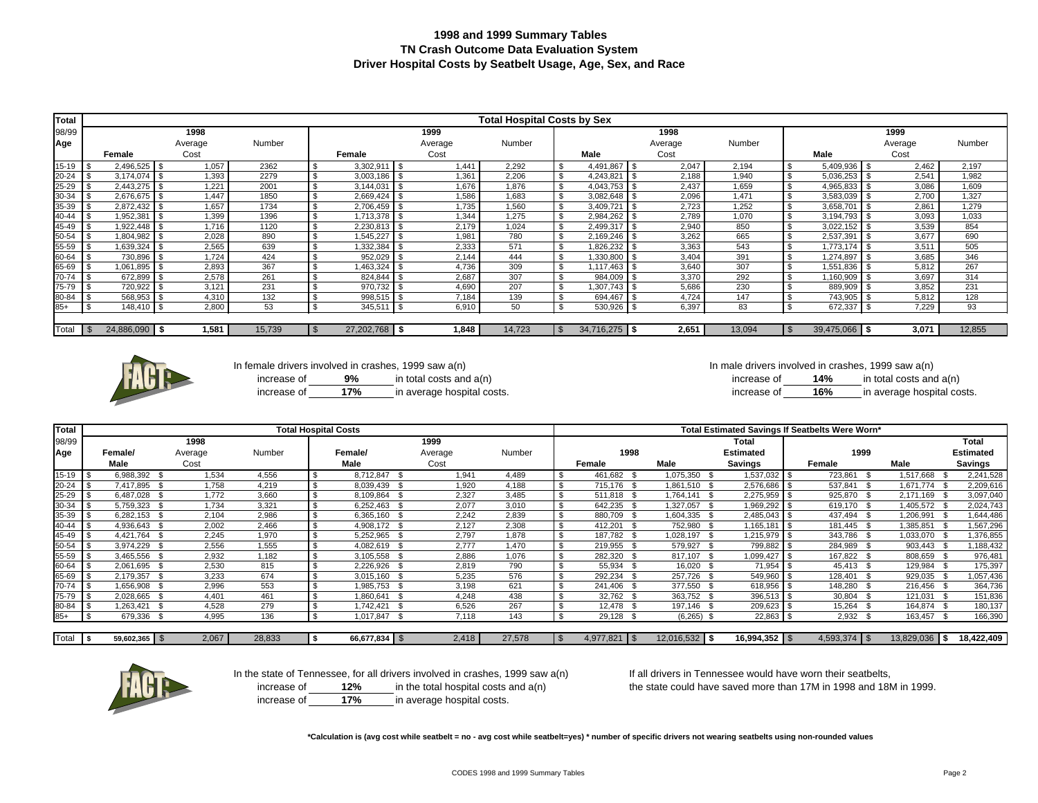# 1998 and 1999 Summary Tables
## TN Crash Outcome Data Evaluation System
### Driver Hospital Costs by Seatbelt Usage, Age, Sex, and Race

| Total 98/99 Age | Total Hospital Costs by Sex | | | | | | | | | | | |
|---|---|---|---|---|---|---|---|---|---|---|---|---|
| | 1998 | | | 1999 | | | 1998 | | | 1999 | | |
| | Female | Average Cost | Number | Female | Average Cost | Number | Male | Average Cost | Number | Male | Average Cost | Number |
| 15-19 | $ 2,496,525 | $ 1,057 | 2362 | $ 3,302,911 | $ 1,441 | 2,292 | $ 4,491,867 | $ 2,047 | 2,194 | $ 5,409,936 | $ 2,462 | 2,197 |
| 20-24 | $ 3,174,074 | $ 1,393 | 2279 | $ 3,003,186 | $ 1,361 | 2,206 | $ 4,243,821 | $ 2,188 | 1,940 | $ 5,036,253 | $ 2,541 | 1,982 |
| 25-29 | $ 2,443,275 | $ 1,221 | 2001 | $ 3,144,031 | $ 1,676 | 1,876 | $ 4,043,753 | $ 2,437 | 1,659 | $ 4,965,833 | $ 3,086 | 1,609 |
| 30-34 | $ 2,676,675 | $ 1,447 | 1850 | $ 2,669,424 | $ 1,586 | 1,683 | $ 3,082,648 | $ 2,096 | 1,471 | $ 3,583,039 | $ 2,700 | 1,327 |
| 35-39 | $ 2,872,432 | $ 1,657 | 1734 | $ 2,706,459 | $ 1,735 | 1,560 | $ 3,409,721 | $ 2,723 | 1,252 | $ 3,658,701 | $ 2,861 | 1,279 |
| 40-44 | $ 1,952,381 | $ 1,399 | 1396 | $ 1,713,378 | $ 1,344 | 1,275 | $ 2,984,262 | $ 2,789 | 1,070 | $ 3,194,793 | $ 3,093 | 1,033 |
| 45-49 | $ 1,922,448 | $ 1,716 | 1120 | $ 2,230,813 | $ 2,179 | 1,024 | $ 2,499,317 | $ 2,940 | 850 | $ 3,022,152 | $ 3,539 | 854 |
| 50-54 | $ 1,804,982 | $ 2,028 | 890 | $ 1,545,227 | $ 1,981 | 780 | $ 2,169,246 | $ 3,262 | 665 | $ 2,537,391 | $ 3,677 | 690 |
| 55-59 | $ 1,639,324 | $ 2,565 | 639 | $ 1,332,384 | $ 2,333 | 571 | $ 1,826,232 | $ 3,363 | 543 | $ 1,773,174 | $ 3,511 | 505 |
| 60-64 | $ 730,896 | $ 1,724 | 424 | $ 952,029 | $ 2,144 | 444 | $ 1,330,800 | $ 3,404 | 391 | $ 1,274,897 | $ 3,685 | 346 |
| 65-69 | $ 1,061,895 | $ 2,893 | 367 | $ 1,463,324 | $ 4,736 | 309 | $ 1,117,463 | $ 3,640 | 307 | $ 1,551,836 | $ 5,812 | 267 |
| 70-74 | $ 672,899 | $ 2,578 | 261 | $ 824,844 | $ 2,687 | 307 | $ 984,009 | $ 3,370 | 292 | $ 1,160,909 | $ 3,697 | 314 |
| 75-79 | $ 720,922 | $ 3,121 | 231 | $ 970,732 | $ 4,690 | 207 | $ 1,307,743 | $ 5,686 | 230 | $ 889,909 | $ 3,852 | 231 |
| 80-84 | $ 568,953 | $ 4,310 | 132 | $ 998,515 | $ 7,184 | 139 | $ 694,467 | $ 4,724 | 147 | $ 743,905 | $ 5,812 | 128 |
| 85+ | $ 148,410 | $ 2,800 | 53 | $ 345,511 | $ 6,910 | 50 | $ 530,926 | $ 6,397 | 83 | $ 672,337 | $ 7,229 | 93 |
| Total | $ 24,886,090 | $ 1,581 | 15,739 | $ 27,202,768 | $ 1,848 | 14,723 | $ 34,716,275 | $ 2,651 | 13,094 | $ 39,475,066 | $ 3,071 | 12,855 |

**FACT:**

In female drivers involved in crashes, 1999 saw a(n) increase of **9%** in total costs and a(n) increase of **17%** in average hospital costs.

In male drivers involved in crashes, 1999 saw a(n) increase of **14%** in total costs and a(n) increase of **16%** in average hospital costs.

| Total 98/99 Age | Total Hospital Costs | | | | | | Total Estimated Savings If Seatbelts Were Worn* | | | | | |
|---|---|---|---|---|---|---|---|---|---|---|---|---|
| | 1998 | | | 1999 | | | 1998 | | Total | 1999 | | Total |
| | Female/ Male | Average Cost | Number | Female/ Male | Average Cost | Number | Female | Male | Estimated Savings | Female | Male | Estimated Savings |
| 15-19 | $ 6,988,392 | $ 1,534 | 4,556 | $ 8,712,847 | $ 1,941 | 4,489 | $ 461,682 | $ 1,075,350 | $ 1,537,032 | $ 723,861 | $ 1,517,668 | $ 2,241,528 |
| 20-24 | $ 7,417,895 | $ 1,758 | 4,219 | $ 8,039,439 | $ 1,920 | 4,188 | $ 715,176 | $ 1,861,510 | $ 2,576,686 | $ 537,841 | $ 1,671,774 | $ 2,209,616 |
| 25-29 | $ 6,487,028 | $ 1,772 | 3,660 | $ 8,109,864 | $ 2,327 | 3,485 | $ 511,818 | $ 1,764,141 | $ 2,275,959 | $ 925,870 | $ 2,171,169 | $ 3,097,040 |
| 30-34 | $ 5,759,323 | $ 1,734 | 3,321 | $ 6,252,463 | $ 2,077 | 3,010 | $ 642,235 | $ 1,327,057 | $ 1,969,292 | $ 619,170 | $ 1,405,572 | $ 2,024,743 |
| 35-39 | $ 6,282,153 | $ 2,104 | 2,986 | $ 6,365,160 | $ 2,242 | 2,839 | $ 880,709 | $ 1,604,335 | $ 2,485,043 | $ 437,494 | $ 1,206,991 | $ 1,644,486 |
| 40-44 | $ 4,936,643 | $ 2,002 | 2,466 | $ 4,908,172 | $ 2,127 | 2,308 | $ 412,201 | $ 752,980 | $ 1,165,181 | $ 181,445 | $ 1,385,851 | $ 1,567,296 |
| 45-49 | $ 4,421,764 | $ 2,245 | 1,970 | $ 5,252,965 | $ 2,797 | 1,878 | $ 187,782 | $ 1,028,197 | $ 1,215,979 | $ 343,786 | $ 1,033,070 | $ 1,376,855 |
| 50-54 | $ 3,974,229 | $ 2,556 | 1,555 | $ 4,082,619 | $ 2,777 | 1,470 | $ 219,955 | $ 579,927 | $ 799,882 | $ 284,989 | $ 903,443 | $ 1,188,432 |
| 55-59 | $ 3,465,556 | $ 2,932 | 1,182 | $ 3,105,558 | $ 2,886 | 1,076 | $ 282,320 | $ 817,107 | $ 1,099,427 | $ 167,822 | $ 808,659 | $ 976,481 |
| 60-64 | $ 2,061,695 | $ 2,530 | 815 | $ 2,226,926 | $ 2,819 | 790 | $ 55,934 | $ 16,020 | $ 71,954 | $ 45,413 | $ 129,984 | $ 175,397 |
| 65-69 | $ 2,179,357 | $ 3,233 | 674 | $ 3,015,160 | $ 5,235 | 576 | $ 292,234 | $ 257,726 | $ 549,960 | $ 128,401 | $ 929,035 | $ 1,057,436 |
| 70-74 | $ 1,656,908 | $ 2,996 | 553 | $ 1,985,753 | $ 3,198 | 621 | $ 241,406 | $ 377,550 | $ 618,956 | $ 148,280 | $ 216,456 | $ 364,736 |
| 75-79 | $ 2,028,665 | $ 4,401 | 461 | $ 1,860,641 | $ 4,248 | 438 | $ 32,762 | $ 363,752 | $ 396,513 | $ 30,804 | $ 121,031 | $ 151,836 |
| 80-84 | $ 1,263,421 | $ 4,528 | 279 | $ 1,742,421 | $ 6,526 | 267 | $ 12,478 | $ 197,146 | $ 209,623 | $ 15,264 | $ 164,874 | $ 180,137 |
| 85+ | $ 679,336 | $ 4,995 | 136 | $ 1,017,847 | $ 7,118 | 143 | $ 29,128 | $ (6,265) | $ 22,863 | $ 2,932 | $ 163,457 | $ 166,390 |
| Total | $ 59,602,365 | $ 2,067 | 28,833 | $ 66,677,834 | $ 2,418 | 27,578 | $ 4,977,821 | $ 12,016,532 | $ 16,994,352 | $ 4,593,374 | $ 13,829,036 | $ 18,422,409 |

**FACT:**

In the state of Tennessee, for all drivers involved in crashes, 1999 saw a(n) increase of **12%** in the total hospital costs and a(n) increase of **17%** in average hospital costs.

If all drivers in Tennessee would have worn their seatbelts, the state could have saved more than 17M in 1998 and 18M in 1999.

**\*Calculation is (avg cost while seatbelt = no - avg cost while seatbelt=yes) * number of specific drivers not wearing seatbelts using non-rounded values**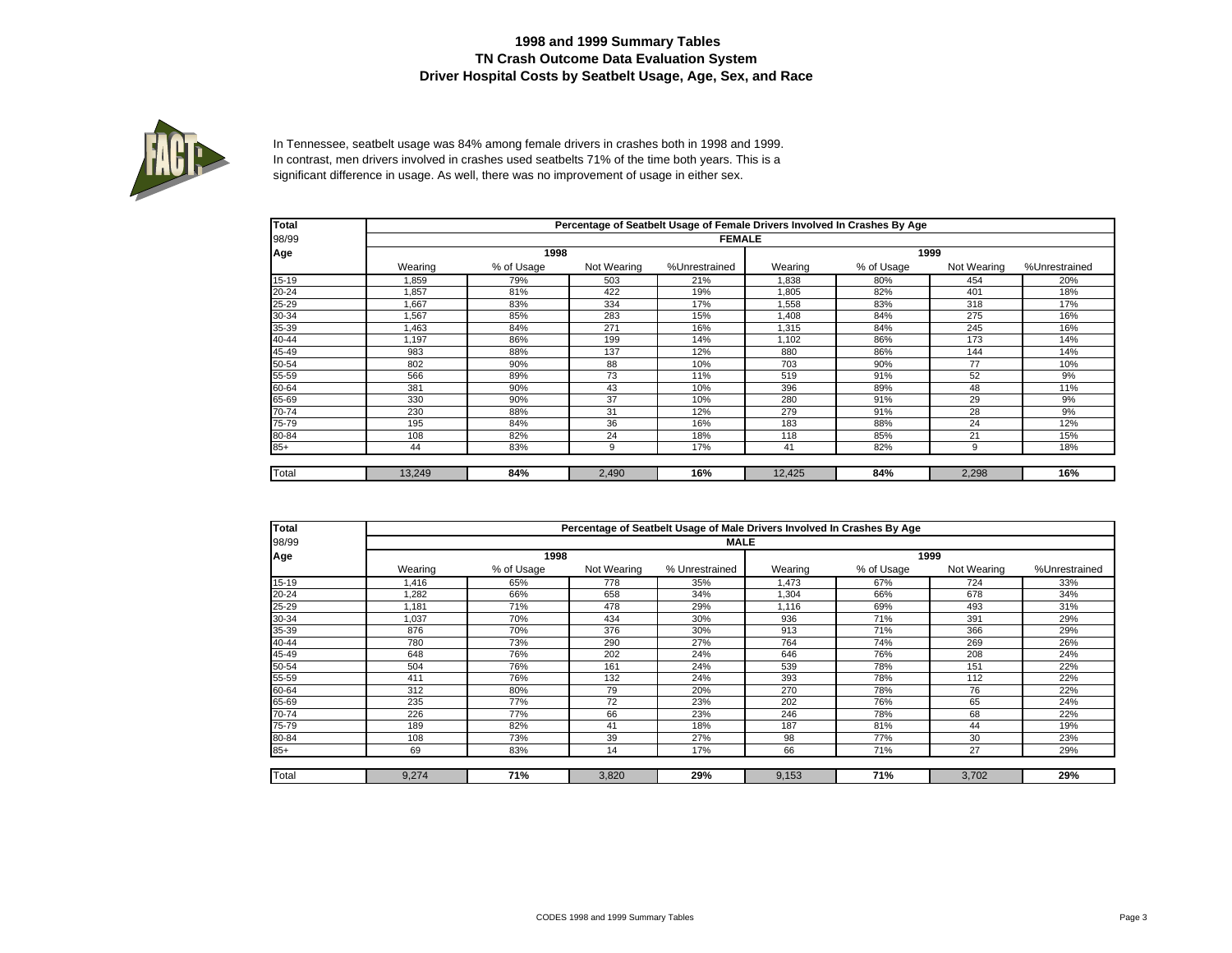# 1998 and 1999 Summary Tables
## TN Crash Outcome Data Evaluation System
### Driver Hospital Costs by Seatbelt Usage, Age, Sex, and Race

FACT:

In Tennessee, seatbelt usage was 84% among female drivers in crashes both in 1998 and 1999. In contrast, men drivers involved in crashes used seatbelts 71% of the time both years. This is a significant difference in usage. As well, there was no improvement of usage in either sex.

| Total | Percentage of Seatbelt Usage of Female Drivers Involved In Crashes By Age | | | | | | | |
|---|---|---|---|---|---|---|---|---|
| 98/99 | FEMALE | | | | | | | |
| Age | 1998 | | | | 1999 | | | |
| | Wearing | % of Usage | Not Wearing | %Unrestrained | Wearing | % of Usage | Not Wearing | %Unrestrained |
| 15-19 | 1,859 | 79% | 503 | 21% | 1,838 | 80% | 454 | 20% |
| 20-24 | 1,857 | 81% | 422 | 19% | 1,805 | 82% | 401 | 18% |
| 25-29 | 1,667 | 83% | 334 | 17% | 1,558 | 83% | 318 | 17% |
| 30-34 | 1,567 | 85% | 283 | 15% | 1,408 | 84% | 275 | 16% |
| 35-39 | 1,463 | 84% | 271 | 16% | 1,315 | 84% | 245 | 16% |
| 40-44 | 1,197 | 86% | 199 | 14% | 1,102 | 86% | 173 | 14% |
| 45-49 | 983 | 88% | 137 | 12% | 880 | 86% | 144 | 14% |
| 50-54 | 802 | 90% | 88 | 10% | 703 | 90% | 77 | 10% |
| 55-59 | 566 | 89% | 73 | 11% | 519 | 91% | 52 | 9% |
| 60-64 | 381 | 90% | 43 | 10% | 396 | 89% | 48 | 11% |
| 65-69 | 330 | 90% | 37 | 10% | 280 | 91% | 29 | 9% |
| 70-74 | 230 | 88% | 31 | 12% | 279 | 91% | 28 | 9% |
| 75-79 | 195 | 84% | 36 | 16% | 183 | 88% | 24 | 12% |
| 80-84 | 108 | 82% | 24 | 18% | 118 | 85% | 21 | 15% |
| 85+ | 44 | 83% | 9 | 17% | 41 | 82% | 9 | 18% |
| Total | 13,249 | **84%** | 2,490 | **16%** | 12,425 | **84%** | 2,298 | **16%** |

| Total | Percentage of Seatbelt Usage of Male Drivers Involved In Crashes By Age | | | | | | | |
|---|---|---|---|---|---|---|---|---|
| 98/99 | MALE | | | | | | | |
| Age | 1998 | | | | 1999 | | | |
| | Wearing | % of Usage | Not Wearing | % Unrestrained | Wearing | % of Usage | Not Wearing | %Unrestrained |
| 15-19 | 1,416 | 65% | 778 | 35% | 1,473 | 67% | 724 | 33% |
| 20-24 | 1,282 | 66% | 658 | 34% | 1,304 | 66% | 678 | 34% |
| 25-29 | 1,181 | 71% | 478 | 29% | 1,116 | 69% | 493 | 31% |
| 30-34 | 1,037 | 70% | 434 | 30% | 936 | 71% | 391 | 29% |
| 35-39 | 876 | 70% | 376 | 30% | 913 | 71% | 366 | 29% |
| 40-44 | 780 | 73% | 290 | 27% | 764 | 74% | 269 | 26% |
| 45-49 | 648 | 76% | 202 | 24% | 646 | 76% | 208 | 24% |
| 50-54 | 504 | 76% | 161 | 24% | 539 | 78% | 151 | 22% |
| 55-59 | 411 | 76% | 132 | 24% | 393 | 78% | 112 | 22% |
| 60-64 | 312 | 80% | 79 | 20% | 270 | 78% | 76 | 22% |
| 65-69 | 235 | 77% | 72 | 23% | 202 | 76% | 65 | 24% |
| 70-74 | 226 | 77% | 66 | 23% | 246 | 78% | 68 | 22% |
| 75-79 | 189 | 82% | 41 | 18% | 187 | 81% | 44 | 19% |
| 80-84 | 108 | 73% | 39 | 27% | 98 | 77% | 30 | 23% |
| 85+ | 69 | 83% | 14 | 17% | 66 | 71% | 27 | 29% |
| Total | 9,274 | **71%** | 3,820 | **29%** | 9,153 | **71%** | 3,702 | **29%** |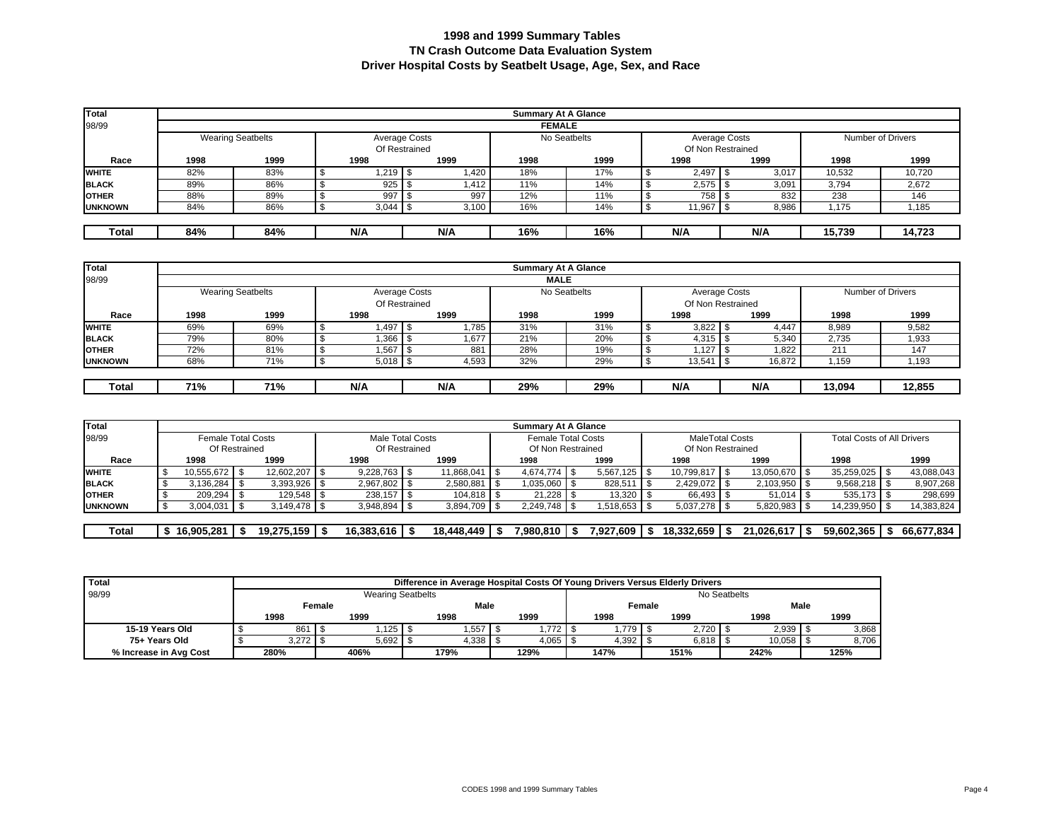# 1998 and 1999 Summary Tables
## TN Crash Outcome Data Evaluation System
## Driver Hospital Costs by Seatbelt Usage, Age, Sex, and Race

**Summary At A Glance — FEMALE** (Total 98/99)

| Race | Wearing Seatbelts 1998 | Wearing Seatbelts 1999 | Average Costs Of Restrained 1998 | Average Costs Of Restrained 1999 | No Seatbelts 1998 | No Seatbelts 1999 | Average Costs Of Non Restrained 1998 | Average Costs Of Non Restrained 1999 | Number of Drivers 1998 | Number of Drivers 1999 |
|---|---|---|---|---|---|---|---|---|---|---|
| WHITE | 82% | 83% | $ 1,219 | $ 1,420 | 18% | 17% | $ 2,497 | $ 3,017 | 10,532 | 10,720 |
| BLACK | 89% | 86% | $ 925 | $ 1,412 | 11% | 14% | $ 2,575 | $ 3,091 | 3,794 | 2,672 |
| OTHER | 88% | 89% | $ 997 | $ 997 | 12% | 11% | $ 758 | $ 832 | 238 | 146 |
| UNKNOWN | 84% | 86% | $ 3,044 | $ 3,100 | 16% | 14% | $ 11,967 | $ 8,986 | 1,175 | 1,185 |
| **Total** | **84%** | **84%** | **N/A** | **N/A** | **16%** | **16%** | **N/A** | **N/A** | **15,739** | **14,723** |

**Summary At A Glance — MALE** (Total 98/99)

| Race | Wearing Seatbelts 1998 | Wearing Seatbelts 1999 | Average Costs Of Restrained 1998 | Average Costs Of Restrained 1999 | No Seatbelts 1998 | No Seatbelts 1999 | Average Costs Of Non Restrained 1998 | Average Costs Of Non Restrained 1999 | Number of Drivers 1998 | Number of Drivers 1999 |
|---|---|---|---|---|---|---|---|---|---|---|
| WHITE | 69% | 69% | $ 1,497 | $ 1,785 | 31% | 31% | $ 3,822 | $ 4,447 | 8,989 | 9,582 |
| BLACK | 79% | 80% | $ 1,366 | $ 1,677 | 21% | 20% | $ 4,315 | $ 5,340 | 2,735 | 1,933 |
| OTHER | 72% | 81% | $ 1,567 | $ 881 | 28% | 19% | $ 1,127 | $ 1,822 | 211 | 147 |
| UNKNOWN | 68% | 71% | $ 5,018 | $ 4,593 | 32% | 29% | $ 13,541 | $ 16,872 | 1,159 | 1,193 |
| **Total** | **71%** | **71%** | **N/A** | **N/A** | **29%** | **29%** | **N/A** | **N/A** | **13,094** | **12,855** |

**Summary At A Glance** (Total 98/99)

| Race | Female Total Costs Of Restrained 1998 | Female Total Costs Of Restrained 1999 | Male Total Costs Of Restrained 1998 | Male Total Costs Of Restrained 1999 | Female Total Costs Of Non Restrained 1998 | Female Total Costs Of Non Restrained 1999 | MaleTotal Costs Of Non Restrained 1998 | MaleTotal Costs Of Non Restrained 1999 | Total Costs of All Drivers 1998 | Total Costs of All Drivers 1999 |
|---|---|---|---|---|---|---|---|---|---|---|
| WHITE | $ 10,555,672 | $ 12,602,207 | $ 9,228,763 | $ 11,868,041 | $ 4,674,774 | $ 5,567,125 | $ 10,799,817 | $ 13,050,670 | $ 35,259,025 | $ 43,088,043 |
| BLACK | $ 3,136,284 | $ 3,393,926 | $ 2,967,802 | $ 2,580,881 | $ 1,035,060 | $ 828,511 | $ 2,429,072 | $ 2,103,950 | $ 9,568,218 | $ 8,907,268 |
| OTHER | $ 209,294 | $ 129,548 | $ 238,157 | $ 104,818 | $ 21,228 | $ 13,320 | $ 66,493 | $ 51,014 | $ 535,173 | $ 298,699 |
| UNKNOWN | $ 3,004,031 | $ 3,149,478 | $ 3,948,894 | $ 3,894,709 | $ 2,249,748 | $ 1,518,653 | $ 5,037,278 | $ 5,820,983 | $ 14,239,950 | $ 14,383,824 |
| **Total** | **$ 16,905,281** | **$ 19,275,159** | **$ 16,383,616** | **$ 18,448,449** | **$ 7,980,810** | **$ 7,927,609** | **$ 18,332,659** | **$ 21,026,617** | **$ 59,602,365** | **$ 66,677,834** |

**Difference in Average Hospital Costs Of Young Drivers Versus Elderly Drivers** (Total 98/99)

| | Wearing Seatbelts Female 1998 | Wearing Seatbelts Female 1999 | Wearing Seatbelts Male 1998 | Wearing Seatbelts Male 1999 | No Seatbelts Female 1998 | No Seatbelts Female 1999 | No Seatbelts Male 1998 | No Seatbelts Male 1999 |
|---|---|---|---|---|---|---|---|---|
| 15-19 Years Old | $ 861 | $ 1,125 | $ 1,557 | $ 1,772 | $ 1,779 | $ 2,720 | $ 2,939 | $ 3,868 |
| 75+ Years Old | $ 3,272 | $ 5,692 | $ 4,338 | $ 4,065 | $ 4,392 | $ 6,818 | $ 10,058 | $ 8,706 |
| % Increase in Avg Cost | 280% | 406% | 179% | 129% | 147% | 151% | 242% | 125% |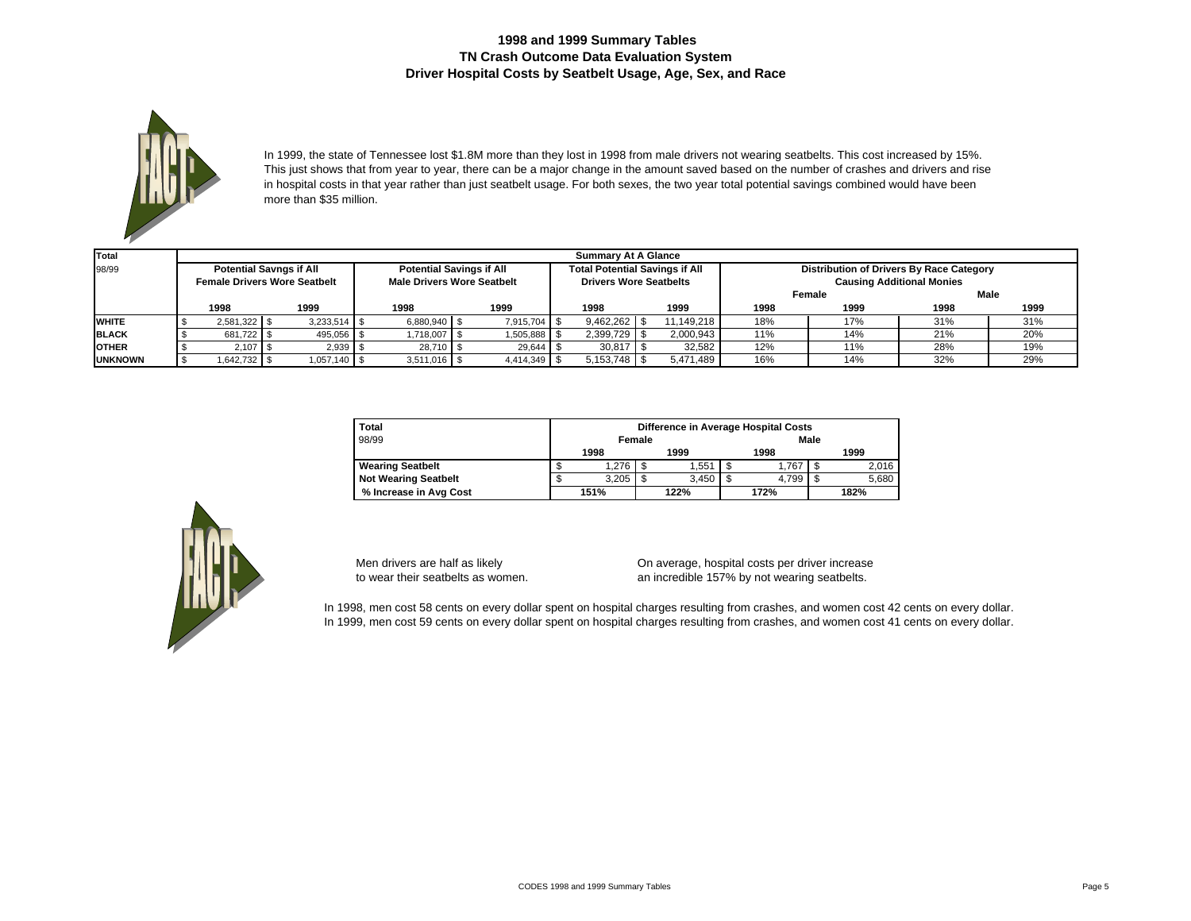# 1998 and 1999 Summary Tables
## TN Crash Outcome Data Evaluation System
### Driver Hospital Costs by Seatbelt Usage, Age, Sex, and Race

FACT:

In 1999, the state of Tennessee lost $1.8M more than they lost in 1998 from male drivers not wearing seatbelts. This cost increased by 15%. This just shows that from year to year, there can be a major change in the amount saved based on the number of crashes and drivers and rise in hospital costs in that year rather than just seatbelt usage. For both sexes, the two year total potential savings combined would have been more than $35 million.

| Total 98/99 | Summary At A Glance | | | | | | | | | |
|---|---|---|---|---|---|---|---|---|---|---|
| | Potential Savngs if All Female Drivers Wore Seatbelt | | Potential Savings if All Male Drivers Wore Seatbelt | | Total Potential Savings if All Drivers Wore Seatbelts | | Distribution of Drivers By Race Category Causing Additional Monies | | | |
| | | | | | | | Female | | Male | |
| | 1998 | 1999 | 1998 | 1999 | 1998 | 1999 | 1998 | 1999 | 1998 | 1999 |
| **WHITE** | $ 2,581,322 | $ 3,233,514 | $ 6,880,940 | $ 7,915,704 | $ 9,462,262 | $ 11,149,218 | 18% | 17% | 31% | 31% |
| **BLACK** | $ 681,722 | $ 495,056 | $ 1,718,007 | $ 1,505,888 | $ 2,399,729 | $ 2,000,943 | 11% | 14% | 21% | 20% |
| **OTHER** | $ 2,107 | $ 2,939 | $ 28,710 | $ 29,644 | $ 30,817 | $ 32,582 | 12% | 11% | 28% | 19% |
| **UNKNOWN** | $ 1,642,732 | $ 1,057,140 | $ 3,511,016 | $ 4,414,349 | $ 5,153,748 | $ 5,471,489 | 16% | 14% | 32% | 29% |

| Total 98/99 | Difference in Average Hospital Costs | | | |
|---|---|---|---|---|
| | Female | | Male | |
| | 1998 | 1999 | 1998 | 1999 |
| **Wearing Seatbelt** | $ 1,276 | $ 1,551 | $ 1,767 | $ 2,016 |
| **Not Wearing Seatbelt** | $ 3,205 | $ 3,450 | $ 4,799 | $ 5,680 |
| **% Increase in Avg Cost** | 151% | 122% | 172% | 182% |

FACT:

Men drivers are half as likely to wear their seatbelts as women.

On average, hospital costs per driver increase an incredible 157% by not wearing seatbelts.

In 1998, men cost 58 cents on every dollar spent on hospital charges resulting from crashes, and women cost 42 cents on every dollar.
In 1999, men cost 59 cents on every dollar spent on hospital charges resulting from crashes, and women cost 41 cents on every dollar.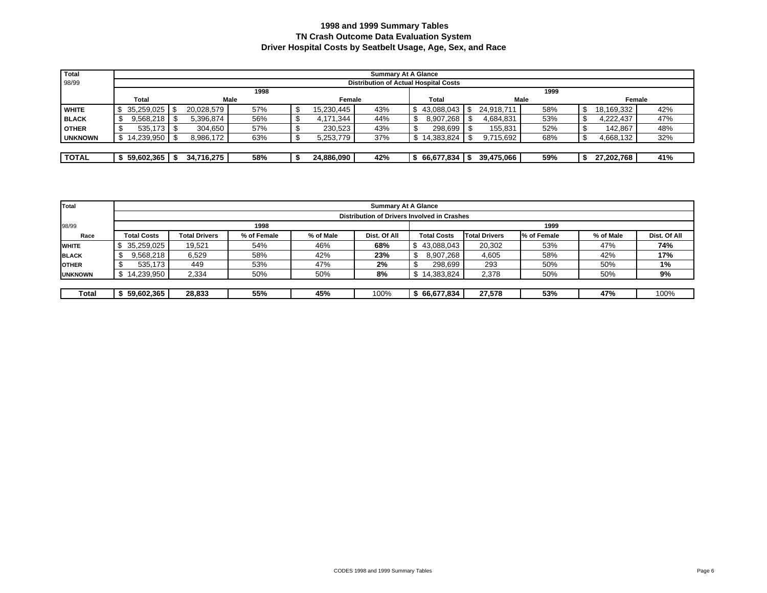# 1998 and 1999 Summary Tables
## TN Crash Outcome Data Evaluation System
### Driver Hospital Costs by Seatbelt Usage, Age, Sex, and Race

| Total 98/99 | Summary At A Glance | | | | | | | | | |
|---|---|---|---|---|---|---|---|---|---|---|
| | Distribution of Actual Hospital Costs | | | | | | | | | |
| | 1998 | | | | | 1999 | | | | |
| | Total | Male | | Female | | Total | Male | | Female | |
| **WHITE** | $ 35,259,025 | $ 20,028,579 | 57% | $ 15,230,445 | 43% | $ 43,088,043 | $ 24,918,711 | 58% | $ 18,169,332 | 42% |
| **BLACK** | $ 9,568,218 | $ 5,396,874 | 56% | $ 4,171,344 | 44% | $ 8,907,268 | $ 4,684,831 | 53% | $ 4,222,437 | 47% |
| **OTHER** | $ 535,173 | $ 304,650 | 57% | $ 230,523 | 43% | $ 298,699 | $ 155,831 | 52% | $ 142,867 | 48% |
| **UNKNOWN** | $ 14,239,950 | $ 8,986,172 | 63% | $ 5,253,779 | 37% | $ 14,383,824 | $ 9,715,692 | 68% | $ 4,668,132 | 32% |
| **TOTAL** | **$ 59,602,365** | **$ 34,716,275** | **58%** | **$ 24,886,090** | **42%** | **$ 66,677,834** | **$ 39,475,066** | **59%** | **$ 27,202,768** | **41%** |

| Total 98/99 | Summary At A Glance | | | | | | | | | |
|---|---|---|---|---|---|---|---|---|---|---|
| | Distribution of Drivers Involved in Crashes | | | | | | | | | |
| | 1998 | | | | | 1999 | | | | |
| Race | Total Costs | Total Drivers | % of Female | % of Male | Dist. Of All | Total Costs | Total Drivers | % of Female | % of Male | Dist. Of All |
| **WHITE** | $ 35,259,025 | 19,521 | 54% | 46% | **68%** | $ 43,088,043 | 20,302 | 53% | 47% | **74%** |
| **BLACK** | $ 9,568,218 | 6,529 | 58% | 42% | **23%** | $ 8,907,268 | 4,605 | 58% | 42% | **17%** |
| **OTHER** | $ 535,173 | 449 | 53% | 47% | **2%** | $ 298,699 | 293 | 50% | 50% | **1%** |
| **UNKNOWN** | $ 14,239,950 | 2,334 | 50% | 50% | **8%** | $ 14,383,824 | 2,378 | 50% | 50% | **9%** |
| **Total** | **$ 59,602,365** | **28,833** | **55%** | **45%** | 100% | **$ 66,677,834** | **27,578** | **53%** | **47%** | 100% |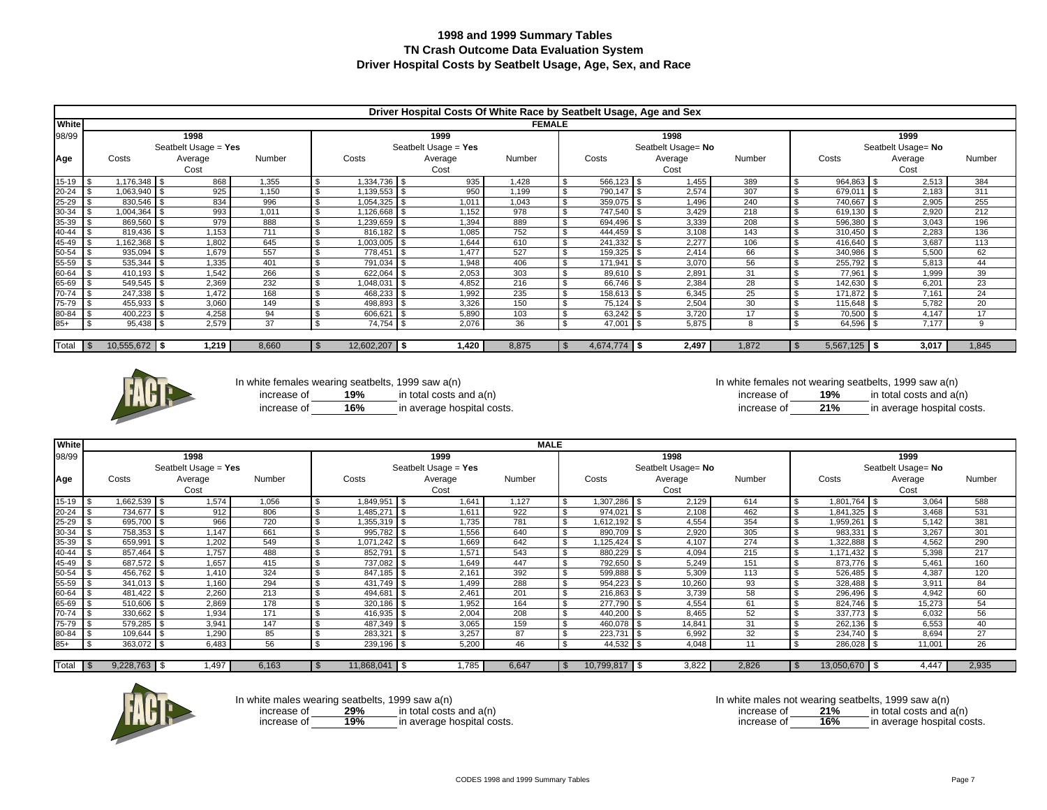# 1998 and 1999 Summary Tables
## TN Crash Outcome Data Evaluation System
## Driver Hospital Costs by Seatbelt Usage, Age, Sex, and Race

### Driver Hospital Costs Of White Race by Seatbelt Usage, Age and Sex

**FEMALE**

| White 98/99 | 1998 Seatbelt Usage = Yes | | | 1999 Seatbelt Usage = Yes | | | 1998 Seatbelt Usage= No | | | 1999 Seatbelt Usage= No | | |
|---|---|---|---|---|---|---|---|---|---|---|---|---|
| Age | Costs | Average Cost | Number | Costs | Average Cost | Number | Costs | Average Cost | Number | Costs | Average Cost | Number |
| 15-19 | $ 1,176,348 | $ 868 | 1,355 | $ 1,334,736 | $ 935 | 1,428 | $ 566,123 | $ 1,455 | 389 | $ 964,863 | $ 2,513 | 384 |
| 20-24 | $ 1,063,940 | $ 925 | 1,150 | $ 1,139,553 | $ 950 | 1,199 | $ 790,147 | $ 2,574 | 307 | $ 679,011 | $ 2,183 | 311 |
| 25-29 | $ 830,546 | $ 834 | 996 | $ 1,054,325 | $ 1,011 | 1,043 | $ 359,075 | $ 1,496 | 240 | $ 740,667 | $ 2,905 | 255 |
| 30-34 | $ 1,004,364 | $ 993 | 1,011 | $ 1,126,668 | $ 1,152 | 978 | $ 747,540 | $ 3,429 | 218 | $ 619,130 | $ 2,920 | 212 |
| 35-39 | $ 869,560 | $ 979 | 888 | $ 1,239,659 | $ 1,394 | 889 | $ 694,496 | $ 3,339 | 208 | $ 596,380 | $ 3,043 | 196 |
| 40-44 | $ 819,436 | $ 1,153 | 711 | $ 816,182 | $ 1,085 | 752 | $ 444,459 | $ 3,108 | 143 | $ 310,450 | $ 2,283 | 136 |
| 45-49 | $ 1,162,368 | $ 1,802 | 645 | $ 1,003,005 | $ 1,644 | 610 | $ 241,332 | $ 2,277 | 106 | $ 416,640 | $ 3,687 | 113 |
| 50-54 | $ 935,094 | $ 1,679 | 557 | $ 778,451 | $ 1,477 | 527 | $ 159,325 | $ 2,414 | 66 | $ 340,986 | $ 5,500 | 62 |
| 55-59 | $ 535,344 | $ 1,335 | 401 | $ 791,034 | $ 1,948 | 406 | $ 171,941 | $ 3,070 | 56 | $ 255,792 | $ 5,813 | 44 |
| 60-64 | $ 410,193 | $ 1,542 | 266 | $ 622,064 | $ 2,053 | 303 | $ 89,610 | $ 2,891 | 31 | $ 77,961 | $ 1,999 | 39 |
| 65-69 | $ 549,545 | $ 2,369 | 232 | $ 1,048,031 | $ 4,852 | 216 | $ 66,746 | $ 2,384 | 28 | $ 142,630 | $ 6,201 | 23 |
| 70-74 | $ 247,338 | $ 1,472 | 168 | $ 468,233 | $ 1,992 | 235 | $ 158,613 | $ 6,345 | 25 | $ 171,872 | $ 7,161 | 24 |
| 75-79 | $ 455,933 | $ 3,060 | 149 | $ 498,893 | $ 3,326 | 150 | $ 75,124 | $ 2,504 | 30 | $ 115,648 | $ 5,782 | 20 |
| 80-84 | $ 400,223 | $ 4,258 | 94 | $ 606,621 | $ 5,890 | 103 | $ 63,242 | $ 3,720 | 17 | $ 70,500 | $ 4,147 | 17 |
| 85+ | $ 95,438 | $ 2,579 | 37 | $ 74,754 | $ 2,076 | 36 | $ 47,001 | $ 5,875 | 8 | $ 64,596 | $ 7,177 | 9 |
| Total | $ 10,555,672 | $ **1,219** | 8,660 | $ 12,602,207 | $ **1,420** | 8,875 | $ 4,674,774 | $ **2,497** | 1,872 | $ 5,567,125 | $ **3,017** | 1,845 |

**FACT:**

In white females wearing seatbelts, 1999 saw a(n) increase of **19%** in total costs and a(n) increase of **16%** in average hospital costs.

In white females not wearing seatbelts, 1999 saw a(n) increase of **19%** in total costs and a(n) increase of **21%** in average hospital costs.

**MALE**

| White 98/99 | 1998 Seatbelt Usage = Yes | | | 1999 Seatbelt Usage = Yes | | | 1998 Seatbelt Usage= No | | | 1999 Seatbelt Usage= No | | |
|---|---|---|---|---|---|---|---|---|---|---|---|---|
| Age | Costs | Average Cost | Number | Costs | Average Cost | Number | Costs | Average Cost | Number | Costs | Average Cost | Number |
| 15-19 | $ 1,662,539 | $ 1,574 | 1,056 | $ 1,849,951 | $ 1,641 | 1,127 | $ 1,307,286 | $ 2,129 | 614 | $ 1,801,764 | $ 3,064 | 588 |
| 20-24 | $ 734,677 | $ 912 | 806 | $ 1,485,271 | $ 1,611 | 922 | $ 974,021 | $ 2,108 | 462 | $ 1,841,325 | $ 3,468 | 531 |
| 25-29 | $ 695,700 | $ 966 | 720 | $ 1,355,319 | $ 1,735 | 781 | $ 1,612,192 | $ 4,554 | 354 | $ 1,959,261 | $ 5,142 | 381 |
| 30-34 | $ 758,353 | $ 1,147 | 661 | $ 995,782 | $ 1,556 | 640 | $ 890,709 | $ 2,920 | 305 | $ 983,331 | $ 3,267 | 301 |
| 35-39 | $ 659,991 | $ 1,202 | 549 | $ 1,071,242 | $ 1,669 | 642 | $ 1,125,424 | $ 4,107 | 274 | $ 1,322,888 | $ 4,562 | 290 |
| 40-44 | $ 857,464 | $ 1,757 | 488 | $ 852,791 | $ 1,571 | 543 | $ 880,229 | $ 4,094 | 215 | $ 1,171,432 | $ 5,398 | 217 |
| 45-49 | $ 687,572 | $ 1,657 | 415 | $ 737,082 | $ 1,649 | 447 | $ 792,650 | $ 5,249 | 151 | $ 873,776 | $ 5,461 | 160 |
| 50-54 | $ 456,762 | $ 1,410 | 324 | $ 847,185 | $ 2,161 | 392 | $ 599,888 | $ 5,309 | 113 | $ 526,485 | $ 4,387 | 120 |
| 55-59 | $ 341,013 | $ 1,160 | 294 | $ 431,749 | $ 1,499 | 288 | $ 954,223 | $ 10,260 | 93 | $ 328,488 | $ 3,911 | 84 |
| 60-64 | $ 481,422 | $ 2,260 | 213 | $ 494,681 | $ 2,461 | 201 | $ 216,863 | $ 3,739 | 58 | $ 296,496 | $ 4,942 | 60 |
| 65-69 | $ 510,606 | $ 2,869 | 178 | $ 320,186 | $ 1,952 | 164 | $ 277,790 | $ 4,554 | 61 | $ 824,746 | $ 15,273 | 54 |
| 70-74 | $ 330,662 | $ 1,934 | 171 | $ 416,935 | $ 2,004 | 208 | $ 440,200 | $ 8,465 | 52 | $ 337,773 | $ 6,032 | 56 |
| 75-79 | $ 579,285 | $ 3,941 | 147 | $ 487,349 | $ 3,065 | 159 | $ 460,078 | $ 14,841 | 31 | $ 262,136 | $ 6,553 | 40 |
| 80-84 | $ 109,644 | $ 1,290 | 85 | $ 283,321 | $ 3,257 | 87 | $ 223,731 | $ 6,992 | 32 | $ 234,740 | $ 8,694 | 27 |
| 85+ | $ 363,072 | $ 6,483 | 56 | $ 239,196 | $ 5,200 | 46 | $ 44,532 | $ 4,048 | 11 | $ 286,028 | $ 11,001 | 26 |
| Total | $ 9,228,763 | $ 1,497 | 6,163 | $ 11,868,041 | $ 1,785 | 6,647 | $ 10,799,817 | $ 3,822 | 2,826 | $ 13,050,670 | $ 4,447 | 2,935 |

**FACT:**

In white males wearing seatbelts, 1999 saw a(n) increase of **29%** in total costs and a(n) increase of **19%** in average hospital costs.

In white males not wearing seatbelts, 1999 saw a(n) increase of **21%** in total costs and a(n) increase of **16%** in average hospital costs.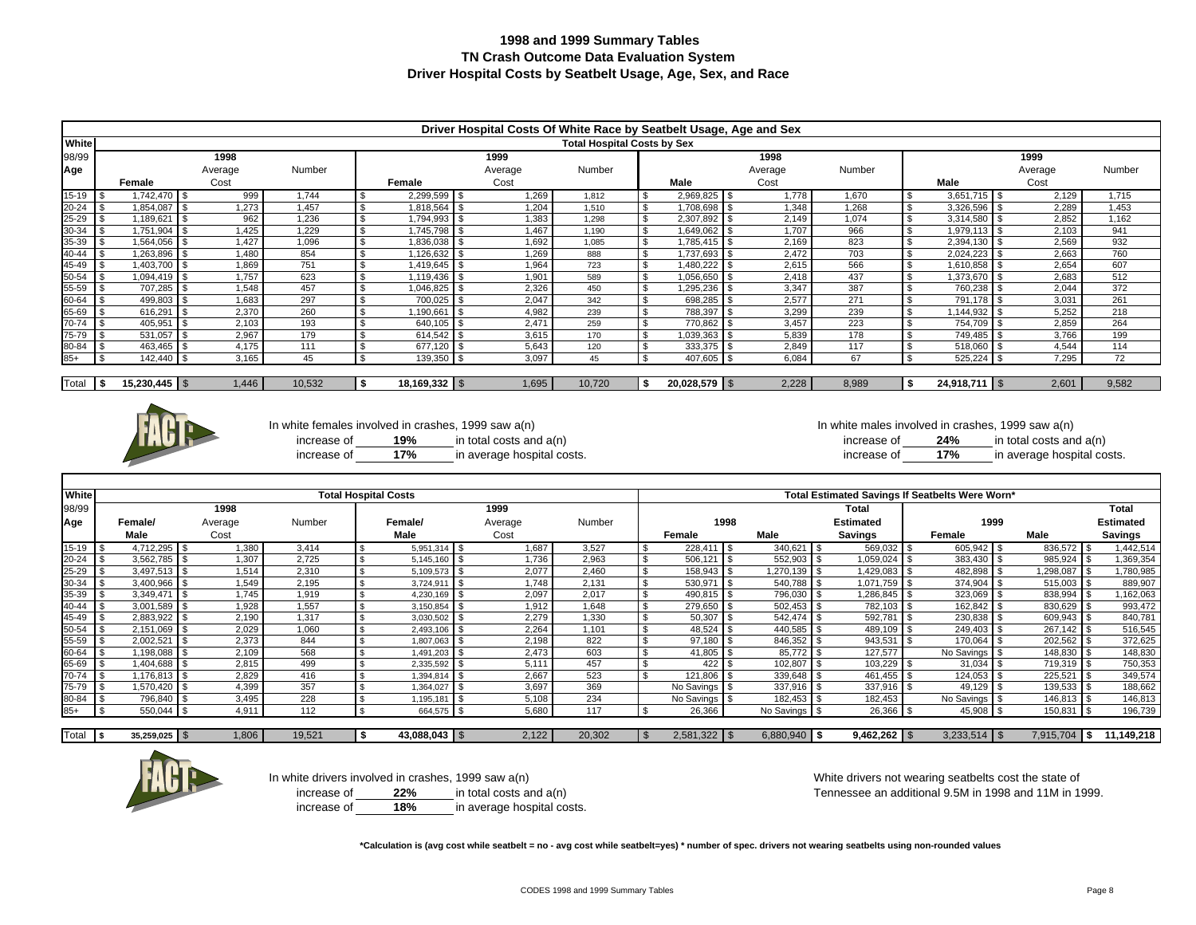# 1998 and 1999 Summary Tables
## TN Crash Outcome Data Evaluation System
## Driver Hospital Costs by Seatbelt Usage, Age, Sex, and Race

**Driver Hospital Costs Of White Race by Seatbelt Usage, Age and Sex**

**Total Hospital Costs by Sex**

| White 98/99 Age | 1998 Female | 1998 Average Cost | 1998 Number | 1999 Female | 1999 Average Cost | 1999 Number | 1998 Male | 1998 Average Cost | 1998 Number | 1999 Male | 1999 Average Cost | 1999 Number |
|---|---|---|---|---|---|---|---|---|---|---|---|---|
| 15-19 | $ 1,742,470 | $ 999 | 1,744 | $ 2,299,599 | $ 1,269 | 1,812 | $ 2,969,825 | $ 1,778 | 1,670 | $ 3,651,715 | $ 2,129 | 1,715 |
| 20-24 | $ 1,854,087 | $ 1,273 | 1,457 | $ 1,818,564 | $ 1,204 | 1,510 | $ 1,708,698 | $ 1,348 | 1,268 | $ 3,326,596 | $ 2,289 | 1,453 |
| 25-29 | $ 1,189,621 | $ 962 | 1,236 | $ 1,794,993 | $ 1,383 | 1,298 | $ 2,307,892 | $ 2,149 | 1,074 | $ 3,314,580 | $ 2,852 | 1,162 |
| 30-34 | $ 1,751,904 | $ 1,425 | 1,229 | $ 1,745,798 | $ 1,467 | 1,190 | $ 1,649,062 | $ 1,707 | 966 | $ 1,979,113 | $ 2,103 | 941 |
| 35-39 | $ 1,564,056 | $ 1,427 | 1,096 | $ 1,836,038 | $ 1,692 | 1,085 | $ 1,785,415 | $ 2,169 | 823 | $ 2,394,130 | $ 2,569 | 932 |
| 40-44 | $ 1,263,896 | $ 1,480 | 854 | $ 1,126,632 | $ 1,269 | 888 | $ 1,737,693 | $ 2,472 | 703 | $ 2,024,223 | $ 2,663 | 760 |
| 45-49 | $ 1,403,700 | $ 1,869 | 751 | $ 1,419,645 | $ 1,964 | 723 | $ 1,480,222 | $ 2,615 | 566 | $ 1,610,858 | $ 2,654 | 607 |
| 50-54 | $ 1,094,419 | $ 1,757 | 623 | $ 1,119,436 | $ 1,901 | 589 | $ 1,056,650 | $ 2,418 | 437 | $ 1,373,670 | $ 2,683 | 512 |
| 55-59 | $ 707,285 | $ 1,548 | 457 | $ 1,046,825 | $ 2,326 | 450 | $ 1,295,236 | $ 3,347 | 387 | $ 760,238 | $ 2,044 | 372 |
| 60-64 | $ 499,803 | $ 1,683 | 297 | $ 700,025 | $ 2,047 | 342 | $ 698,285 | $ 2,577 | 271 | $ 791,178 | $ 3,031 | 261 |
| 65-69 | $ 616,291 | $ 2,370 | 260 | $ 1,190,661 | $ 4,982 | 239 | $ 788,397 | $ 3,299 | 239 | $ 1,144,932 | $ 5,252 | 218 |
| 70-74 | $ 405,951 | $ 2,103 | 193 | $ 640,105 | $ 2,471 | 259 | $ 770,862 | $ 3,457 | 223 | $ 754,709 | $ 2,859 | 264 |
| 75-79 | $ 531,057 | $ 2,967 | 179 | $ 614,542 | $ 3,615 | 170 | $ 1,039,363 | $ 5,839 | 178 | $ 749,485 | $ 3,766 | 199 |
| 80-84 | $ 463,465 | $ 4,175 | 111 | $ 677,120 | $ 5,643 | 120 | $ 333,375 | $ 2,849 | 117 | $ 518,060 | $ 4,544 | 114 |
| 85+ | $ 142,440 | $ 3,165 | 45 | $ 139,350 | $ 3,097 | 45 | $ 407,605 | $ 6,084 | 67 | $ 525,224 | $ 7,295 | 72 |
| Total | **$ 15,230,445** | $ 1,446 | 10,532 | **$ 18,169,332** | $ 1,695 | 10,720 | **$ 20,028,579** | $ 2,228 | 8,989 | **$ 24,918,711** | $ 2,601 | 9,582 |

**FACT:**

In white females involved in crashes, 1999 saw a(n) increase of **19%** in total costs and a(n) increase of **17%** in average hospital costs.

In white males involved in crashes, 1999 saw a(n) increase of **24%** in total costs and a(n) increase of **17%** in average hospital costs.

| White 98/99 Age | 1998 Female/ Male | 1998 Average Cost | 1998 Number | 1999 Female/ Male | 1999 Average Cost | 1999 Number | 1998 Female | 1998 Male | Total Estimated Savings | 1999 Female | 1999 Male | Total Estimated Savings |
|---|---|---|---|---|---|---|---|---|---|---|---|---|
| | **Total Hospital Costs** | | | | | | **Total Estimated Savings If Seatbelts Were Worn*** | | | | | |
| 15-19 | $ 4,712,295 | $ 1,380 | 3,414 | $ 5,951,314 | $ 1,687 | 3,527 | $ 228,411 | $ 340,621 | $ 569,032 | $ 605,942 | $ 836,572 | $ 1,442,514 |
| 20-24 | $ 3,562,785 | $ 1,307 | 2,725 | $ 5,145,160 | $ 1,736 | 2,963 | $ 506,121 | $ 552,903 | $ 1,059,024 | $ 383,430 | $ 985,924 | $ 1,369,354 |
| 25-29 | $ 3,497,513 | $ 1,514 | 2,310 | $ 5,109,573 | $ 2,077 | 2,460 | $ 158,943 | $ 1,270,139 | $ 1,429,083 | $ 482,898 | $ 1,298,087 | $ 1,780,985 |
| 30-34 | $ 3,400,966 | $ 1,549 | 2,195 | $ 3,724,911 | $ 1,748 | 2,131 | $ 530,971 | $ 540,788 | $ 1,071,759 | $ 374,904 | $ 515,003 | $ 889,907 |
| 35-39 | $ 3,349,471 | $ 1,745 | 1,919 | $ 4,230,169 | $ 2,097 | 2,017 | $ 490,815 | $ 796,030 | $ 1,286,845 | $ 323,069 | $ 838,994 | $ 1,162,063 |
| 40-44 | $ 3,001,589 | $ 1,928 | 1,557 | $ 3,150,854 | $ 1,912 | 1,648 | $ 279,650 | $ 502,453 | $ 782,103 | $ 162,842 | $ 830,629 | $ 993,472 |
| 45-49 | $ 2,883,922 | $ 2,190 | 1,317 | $ 3,030,502 | $ 2,279 | 1,330 | $ 50,307 | $ 542,474 | $ 592,781 | $ 230,838 | $ 609,943 | $ 840,781 |
| 50-54 | $ 2,151,069 | $ 2,029 | 1,060 | $ 2,493,106 | $ 2,264 | 1,101 | $ 48,524 | $ 440,585 | $ 489,109 | $ 249,403 | $ 267,142 | $ 516,545 |
| 55-59 | $ 2,002,521 | $ 2,373 | 844 | $ 1,807,063 | $ 2,198 | 822 | $ 97,180 | $ 846,352 | $ 943,531 | $ 170,064 | $ 202,562 | $ 372,625 |
| 60-64 | $ 1,198,088 | $ 2,109 | 568 | $ 1,491,203 | $ 2,473 | 603 | $ 41,805 | $ 85,772 | $ 127,577 | No Savings | $ 148,830 | $ 148,830 |
| 65-69 | $ 1,404,688 | $ 2,815 | 499 | $ 2,335,592 | $ 5,111 | 457 | $ 422 | $ 102,807 | $ 103,229 | $ 31,034 | $ 719,319 | $ 750,353 |
| 70-74 | $ 1,176,813 | $ 2,829 | 416 | $ 1,394,814 | $ 2,667 | 523 | $ 121,806 | $ 339,648 | $ 461,455 | $ 124,053 | $ 225,521 | $ 349,574 |
| 75-79 | $ 1,570,420 | $ 4,399 | 357 | $ 1,364,027 | $ 3,697 | 369 | No Savings | $ 337,916 | $ 337,916 | $ 49,129 | $ 139,533 | $ 188,662 |
| 80-84 | $ 796,840 | $ 3,495 | 228 | $ 1,195,181 | $ 5,108 | 234 | No Savings | $ 182,453 | $ 182,453 | No Savings | $ 146,813 | $ 146,813 |
| 85+ | $ 550,044 | $ 4,911 | 112 | $ 664,575 | $ 5,680 | 117 | $ 26,366 | No Savings | $ 26,366 | $ 45,908 | $ 150,831 | $ 196,739 |
| Total | **$ 35,259,025** | $ 1,806 | 19,521 | **$ 43,088,043** | $ 2,122 | 20,302 | $ 2,581,322 | $ 6,880,940 | **$ 9,462,262** | $ 3,233,514 | $ 7,915,704 | **$ 11,149,218** |

**FACT:**

In white drivers involved in crashes, 1999 saw a(n) increase of **22%** in total costs and a(n) increase of **18%** in average hospital costs.

White drivers not wearing seatbelts cost the state of Tennessee an additional 9.5M in 1998 and 11M in 1999.

**\*Calculation is (avg cost while seatbelt = no - avg cost while seatbelt=yes) * number of spec. drivers not wearing seatbelts using non-rounded values**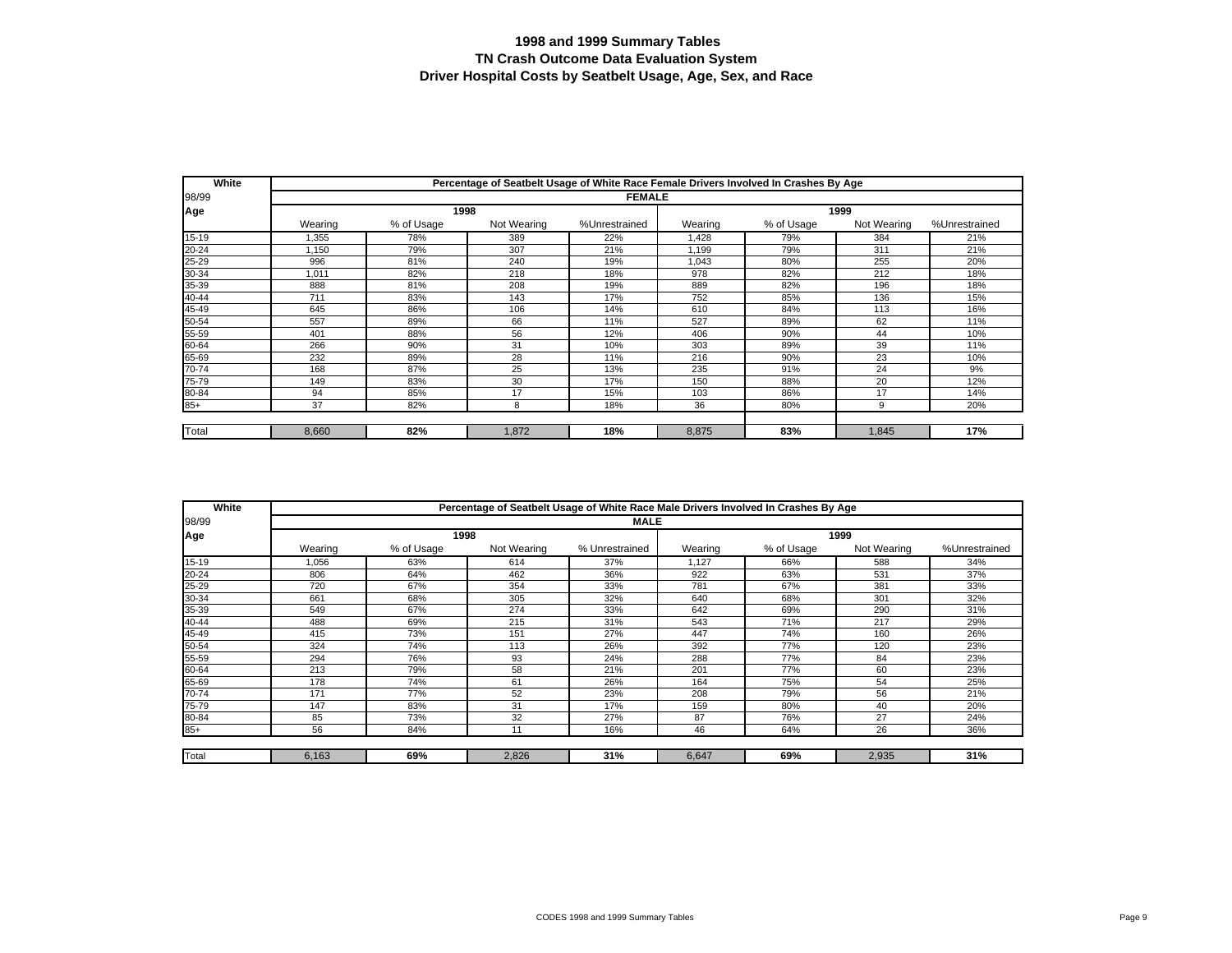# 1998 and 1999 Summary Tables
## TN Crash Outcome Data Evaluation System
## Driver Hospital Costs by Seatbelt Usage, Age, Sex, and Race

| White | Percentage of Seatbelt Usage of White Race Female Drivers Involved In Crashes By Age | | | | | | | |
|---|---|---|---|---|---|---|---|---|
| 98/99 | FEMALE | | | | | | | |
| Age | 1998 | | | | 1999 | | | |
| | Wearing | % of Usage | Not Wearing | %Unrestrained | Wearing | % of Usage | Not Wearing | %Unrestrained |
| 15-19 | 1,355 | 78% | 389 | 22% | 1,428 | 79% | 384 | 21% |
| 20-24 | 1,150 | 79% | 307 | 21% | 1,199 | 79% | 311 | 21% |
| 25-29 | 996 | 81% | 240 | 19% | 1,043 | 80% | 255 | 20% |
| 30-34 | 1,011 | 82% | 218 | 18% | 978 | 82% | 212 | 18% |
| 35-39 | 888 | 81% | 208 | 19% | 889 | 82% | 196 | 18% |
| 40-44 | 711 | 83% | 143 | 17% | 752 | 85% | 136 | 15% |
| 45-49 | 645 | 86% | 106 | 14% | 610 | 84% | 113 | 16% |
| 50-54 | 557 | 89% | 66 | 11% | 527 | 89% | 62 | 11% |
| 55-59 | 401 | 88% | 56 | 12% | 406 | 90% | 44 | 10% |
| 60-64 | 266 | 90% | 31 | 10% | 303 | 89% | 39 | 11% |
| 65-69 | 232 | 89% | 28 | 11% | 216 | 90% | 23 | 10% |
| 70-74 | 168 | 87% | 25 | 13% | 235 | 91% | 24 | 9% |
| 75-79 | 149 | 83% | 30 | 17% | 150 | 88% | 20 | 12% |
| 80-84 | 94 | 85% | 17 | 15% | 103 | 86% | 17 | 14% |
| 85+ | 37 | 82% | 8 | 18% | 36 | 80% | 9 | 20% |
| Total | 8,660 | **82%** | 1,872 | **18%** | 8,875 | **83%** | 1,845 | **17%** |

| White | Percentage of Seatbelt Usage of White Race Male Drivers Involved In Crashes By Age | | | | | | | |
|---|---|---|---|---|---|---|---|---|
| 98/99 | MALE | | | | | | | |
| Age | 1998 | | | | 1999 | | | |
| | Wearing | % of Usage | Not Wearing | % Unrestrained | Wearing | % of Usage | Not Wearing | %Unrestrained |
| 15-19 | 1,056 | 63% | 614 | 37% | 1,127 | 66% | 588 | 34% |
| 20-24 | 806 | 64% | 462 | 36% | 922 | 63% | 531 | 37% |
| 25-29 | 720 | 67% | 354 | 33% | 781 | 67% | 381 | 33% |
| 30-34 | 661 | 68% | 305 | 32% | 640 | 68% | 301 | 32% |
| 35-39 | 549 | 67% | 274 | 33% | 642 | 69% | 290 | 31% |
| 40-44 | 488 | 69% | 215 | 31% | 543 | 71% | 217 | 29% |
| 45-49 | 415 | 73% | 151 | 27% | 447 | 74% | 160 | 26% |
| 50-54 | 324 | 74% | 113 | 26% | 392 | 77% | 120 | 23% |
| 55-59 | 294 | 76% | 93 | 24% | 288 | 77% | 84 | 23% |
| 60-64 | 213 | 79% | 58 | 21% | 201 | 77% | 60 | 23% |
| 65-69 | 178 | 74% | 61 | 26% | 164 | 75% | 54 | 25% |
| 70-74 | 171 | 77% | 52 | 23% | 208 | 79% | 56 | 21% |
| 75-79 | 147 | 83% | 31 | 17% | 159 | 80% | 40 | 20% |
| 80-84 | 85 | 73% | 32 | 27% | 87 | 76% | 27 | 24% |
| 85+ | 56 | 84% | 11 | 16% | 46 | 64% | 26 | 36% |
| Total | 6,163 | **69%** | 2,826 | **31%** | 6,647 | **69%** | 2,935 | **31%** |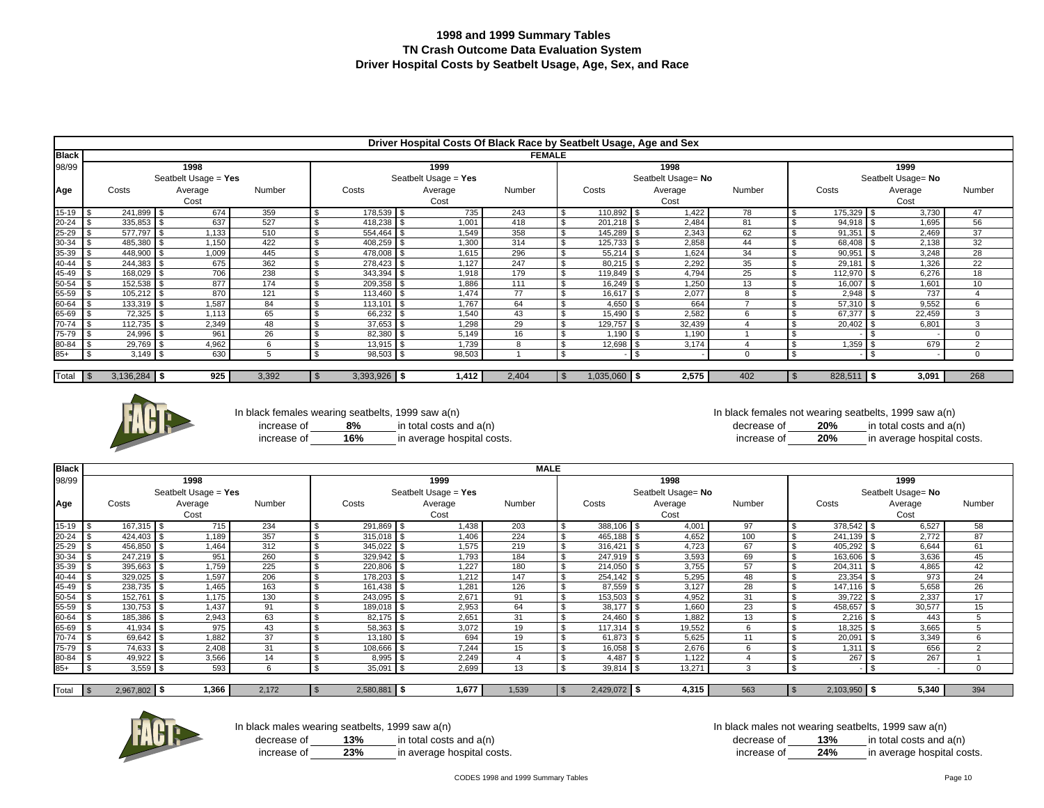# 1998 and 1999 Summary Tables
## TN Crash Outcome Data Evaluation System
## Driver Hospital Costs by Seatbelt Usage, Age, Sex, and Race

### Driver Hospital Costs Of Black Race by Seatbelt Usage, Age and Sex

**FEMALE**

| Black 98/99 Age | 1998 Seatbelt Usage = Yes Costs | Average Cost | Number | 1999 Seatbelt Usage = Yes Costs | Average Cost | Number | 1998 Seatbelt Usage= No Costs | Average Cost | Number | 1999 Seatbelt Usage= No Costs | Average Cost | Number |
|---|---|---|---|---|---|---|---|---|---|---|---|---|
| 15-19 | $ 241,899 | $ 674 | 359 | $ 178,539 | $ 735 | 243 | $ 110,892 | $ 1,422 | 78 | $ 175,329 | $ 3,730 | 47 |
| 20-24 | $ 335,853 | $ 637 | 527 | $ 418,238 | $ 1,001 | 418 | $ 201,218 | $ 2,484 | 81 | $ 94,918 | $ 1,695 | 56 |
| 25-29 | $ 577,797 | $ 1,133 | 510 | $ 554,464 | $ 1,549 | 358 | $ 145,289 | $ 2,343 | 62 | $ 91,351 | $ 2,469 | 37 |
| 30-34 | $ 485,380 | $ 1,150 | 422 | $ 408,259 | $ 1,300 | 314 | $ 125,733 | $ 2,858 | 44 | $ 68,408 | $ 2,138 | 32 |
| 35-39 | $ 448,900 | $ 1,009 | 445 | $ 478,008 | $ 1,615 | 296 | $ 55,214 | $ 1,624 | 34 | $ 90,951 | $ 3,248 | 28 |
| 40-44 | $ 244,383 | $ 675 | 362 | $ 278,423 | $ 1,127 | 247 | $ 80,215 | $ 2,292 | 35 | $ 29,181 | $ 1,326 | 22 |
| 45-49 | $ 168,029 | $ 706 | 238 | $ 343,394 | $ 1,918 | 179 | $ 119,849 | $ 4,794 | 25 | $ 112,970 | $ 6,276 | 18 |
| 50-54 | $ 152,538 | $ 877 | 174 | $ 209,358 | $ 1,886 | 111 | $ 16,249 | $ 1,250 | 13 | $ 16,007 | $ 1,601 | 10 |
| 55-59 | $ 105,212 | $ 870 | 121 | $ 113,460 | $ 1,474 | 77 | $ 16,617 | $ 2,077 | 8 | $ 2,948 | $ 737 | 4 |
| 60-64 | $ 133,319 | $ 1,587 | 84 | $ 113,101 | $ 1,767 | 64 | $ 4,650 | $ 664 | 7 | $ 57,310 | $ 9,552 | 6 |
| 65-69 | $ 72,325 | $ 1,113 | 65 | $ 66,232 | $ 1,540 | 43 | $ 15,490 | $ 2,582 | 6 | $ 67,377 | $ 22,459 | 3 |
| 70-74 | $ 112,735 | $ 2,349 | 48 | $ 37,653 | $ 1,298 | 29 | $ 129,757 | $ 32,439 | 4 | $ 20,402 | $ 6,801 | 3 |
| 75-79 | $ 24,996 | $ 961 | 26 | $ 82,380 | $ 5,149 | 16 | $ 1,190 | $ 1,190 | 1 | $ - | $ - | 0 |
| 80-84 | $ 29,769 | $ 4,962 | 6 | $ 13,915 | $ 1,739 | 8 | $ 12,698 | $ 3,174 | 4 | $ 1,359 | $ 679 | 2 |
| 85+ | $ 3,149 | $ 630 | 5 | $ 98,503 | $ 98,503 | 1 | $ - | $ - | 0 | $ - | $ - | 0 |
| Total | $ 3,136,284 | $ 925 | 3,392 | $ 3,393,926 | $ 1,412 | 2,404 | $ 1,035,060 | $ 2,575 | 402 | $ 828,511 | $ 3,091 | 268 |

**FACT:**

In black females wearing seatbelts, 1999 saw a(n) increase of **8%** in total costs and a(n) increase of **16%** in average hospital costs.

In black females not wearing seatbelts, 1999 saw a(n) decrease of **20%** in total costs and a(n) increase of **20%** in average hospital costs.

**MALE**

| Black 98/99 Age | 1998 Seatbelt Usage = Yes Costs | Average Cost | Number | 1999 Seatbelt Usage = Yes Costs | Average Cost | Number | 1998 Seatbelt Usage= No Costs | Average Cost | Number | 1999 Seatbelt Usage= No Costs | Average Cost | Number |
|---|---|---|---|---|---|---|---|---|---|---|---|---|
| 15-19 | $ 167,315 | $ 715 | 234 | $ 291,869 | $ 1,438 | 203 | $ 388,106 | $ 4,001 | 97 | $ 378,542 | $ 6,527 | 58 |
| 20-24 | $ 424,403 | $ 1,189 | 357 | $ 315,018 | $ 1,406 | 224 | $ 465,188 | $ 4,652 | 100 | $ 241,139 | $ 2,772 | 87 |
| 25-29 | $ 456,850 | $ 1,464 | 312 | $ 345,022 | $ 1,575 | 219 | $ 316,421 | $ 4,723 | 67 | $ 405,292 | $ 6,644 | 61 |
| 30-34 | $ 247,219 | $ 951 | 260 | $ 329,942 | $ 1,793 | 184 | $ 247,919 | $ 3,593 | 69 | $ 163,606 | $ 3,636 | 45 |
| 35-39 | $ 395,663 | $ 1,759 | 225 | $ 220,806 | $ 1,227 | 180 | $ 214,050 | $ 3,755 | 57 | $ 204,311 | $ 4,865 | 42 |
| 40-44 | $ 329,025 | $ 1,597 | 206 | $ 178,203 | $ 1,212 | 147 | $ 254,142 | $ 5,295 | 48 | $ 23,354 | $ 973 | 24 |
| 45-49 | $ 238,735 | $ 1,465 | 163 | $ 161,438 | $ 1,281 | 126 | $ 87,559 | $ 3,127 | 28 | $ 147,116 | $ 5,658 | 26 |
| 50-54 | $ 152,761 | $ 1,175 | 130 | $ 243,095 | $ 2,671 | 91 | $ 153,503 | $ 4,952 | 31 | $ 39,722 | $ 2,337 | 17 |
| 55-59 | $ 130,753 | $ 1,437 | 91 | $ 189,018 | $ 2,953 | 64 | $ 38,177 | $ 1,660 | 23 | $ 458,657 | $ 30,577 | 15 |
| 60-64 | $ 185,386 | $ 2,943 | 63 | $ 82,175 | $ 2,651 | 31 | $ 24,460 | $ 1,882 | 13 | $ 2,216 | $ 443 | 5 |
| 65-69 | $ 41,934 | $ 975 | 43 | $ 58,363 | $ 3,072 | 19 | $ 117,314 | $ 19,552 | 6 | $ 18,325 | $ 3,665 | 5 |
| 70-74 | $ 69,642 | $ 1,882 | 37 | $ 13,180 | $ 694 | 19 | $ 61,873 | $ 5,625 | 11 | $ 20,091 | $ 3,349 | 6 |
| 75-79 | $ 74,633 | $ 2,408 | 31 | $ 108,666 | $ 7,244 | 15 | $ 16,058 | $ 2,676 | 6 | $ 1,311 | $ 656 | 2 |
| 80-84 | $ 49,922 | $ 3,566 | 14 | $ 8,995 | $ 2,249 | 4 | $ 4,487 | $ 1,122 | 4 | $ 267 | $ 267 | 1 |
| 85+ | $ 3,559 | $ 593 | 6 | $ 35,091 | $ 2,699 | 13 | $ 39,814 | $ 13,271 | 3 | $ - | $ - | 0 |
| Total | $ 2,967,802 | $ 1,366 | 2,172 | $ 2,580,881 | $ 1,677 | 1,539 | $ 2,429,072 | $ 4,315 | 563 | $ 2,103,950 | $ 5,340 | 394 |

**FACT:**

In black males wearing seatbelts, 1999 saw a(n) decrease of **13%** in total costs and a(n) increase of **23%** in average hospital costs.

In black males not wearing seatbelts, 1999 saw a(n) decrease of **13%** in total costs and a(n) increase of **24%** in average hospital costs.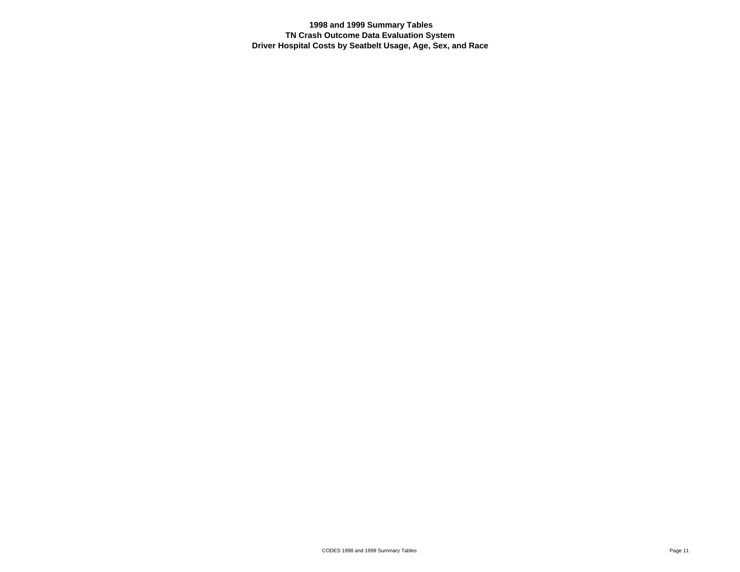# Driver Hospital Costs by Seatbelt Usage, Age, Sex, and Race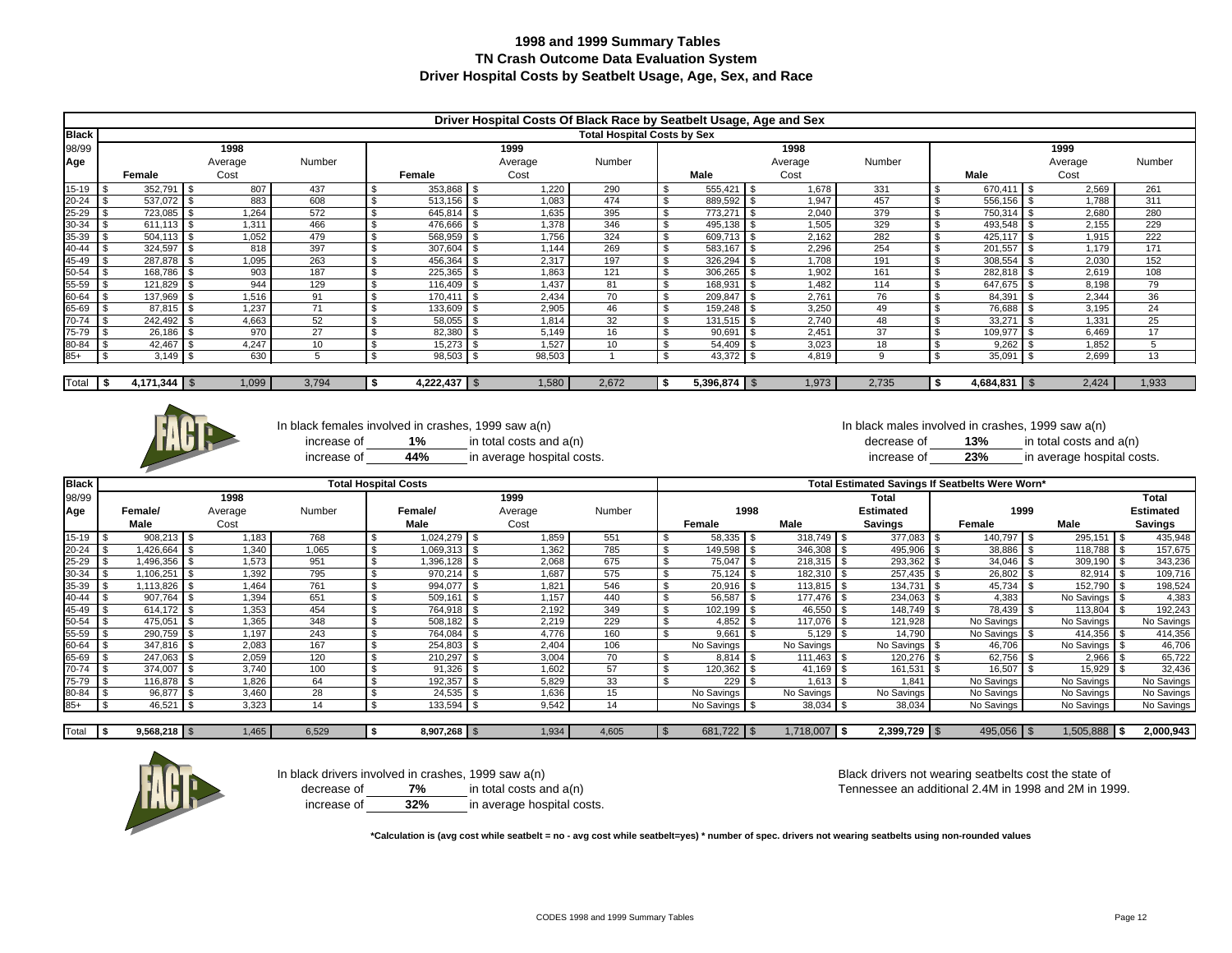# 1998 and 1999 Summary Tables
## TN Crash Outcome Data Evaluation System
## Driver Hospital Costs by Seatbelt Usage, Age, Sex, and Race

**Driver Hospital Costs Of Black Race by Seatbelt Usage, Age and Sex**

**Total Hospital Costs by Sex**

| Black 98/99 Age | 1998 Female | 1998 Average Cost | 1998 Number | 1999 Female | 1999 Average Cost | 1999 Number | 1998 Male | 1998 Average Cost | 1998 Number | 1999 Male | 1999 Average Cost | 1999 Number |
|---|---|---|---|---|---|---|---|---|---|---|---|---|
| 15-19 | $ 352,791 | $ 807 | 437 | $ 353,868 | $ 1,220 | 290 | $ 555,421 | $ 1,678 | 331 | $ 670,411 | $ 2,569 | 261 |
| 20-24 | $ 537,072 | $ 883 | 608 | $ 513,156 | $ 1,083 | 474 | $ 889,592 | $ 1,947 | 457 | $ 556,156 | $ 1,788 | 311 |
| 25-29 | $ 723,085 | $ 1,264 | 572 | $ 645,814 | $ 1,635 | 395 | $ 773,271 | $ 2,040 | 379 | $ 750,314 | $ 2,680 | 280 |
| 30-34 | $ 611,113 | $ 1,311 | 466 | $ 476,666 | $ 1,378 | 346 | $ 495,138 | $ 1,505 | 329 | $ 493,548 | $ 2,155 | 229 |
| 35-39 | $ 504,113 | $ 1,052 | 479 | $ 568,959 | $ 1,756 | 324 | $ 609,713 | $ 2,162 | 282 | $ 425,117 | $ 1,915 | 222 |
| 40-44 | $ 324,597 | $ 818 | 397 | $ 307,604 | $ 1,144 | 269 | $ 583,167 | $ 2,296 | 254 | $ 201,557 | $ 1,179 | 171 |
| 45-49 | $ 287,878 | $ 1,095 | 263 | $ 456,364 | $ 2,317 | 197 | $ 326,294 | $ 1,708 | 191 | $ 308,554 | $ 2,030 | 152 |
| 50-54 | $ 168,786 | $ 903 | 187 | $ 225,365 | $ 1,863 | 121 | $ 306,265 | $ 1,902 | 161 | $ 282,818 | $ 2,619 | 108 |
| 55-59 | $ 121,829 | $ 944 | 129 | $ 116,409 | $ 1,437 | 81 | $ 168,931 | $ 1,482 | 114 | $ 647,675 | $ 8,198 | 79 |
| 60-64 | $ 137,969 | $ 1,516 | 91 | $ 170,411 | $ 2,434 | 70 | $ 209,847 | $ 2,761 | 76 | $ 84,391 | $ 2,344 | 36 |
| 65-69 | $ 87,815 | $ 1,237 | 71 | $ 133,609 | $ 2,905 | 46 | $ 159,248 | $ 3,250 | 49 | $ 76,688 | $ 3,195 | 24 |
| 70-74 | $ 242,492 | $ 4,663 | 52 | $ 58,055 | $ 1,814 | 32 | $ 131,515 | $ 2,740 | 48 | $ 33,271 | $ 1,331 | 25 |
| 75-79 | $ 26,186 | $ 970 | 27 | $ 82,380 | $ 5,149 | 16 | $ 90,691 | $ 2,451 | 37 | $ 109,977 | $ 6,469 | 17 |
| 80-84 | $ 42,467 | $ 4,247 | 10 | $ 15,273 | $ 1,527 | 10 | $ 54,409 | $ 3,023 | 18 | $ 9,262 | $ 1,852 | 5 |
| 85+ | $ 3,149 | $ 630 | 5 | $ 98,503 | $ 98,503 | 1 | $ 43,372 | $ 4,819 | 9 | $ 35,091 | $ 2,699 | 13 |
| Total | $ 4,171,344 | $ 1,099 | 3,794 | $ 4,222,437 | $ 1,580 | 2,672 | $ 5,396,874 | $ 1,973 | 2,735 | $ 4,684,831 | $ 2,424 | 1,933 |

**FACT:** In black females involved in crashes, 1999 saw a(n) increase of **1%** in total costs and a(n) increase of **44%** in average hospital costs.

In black males involved in crashes, 1999 saw a(n) decrease of **13%** in total costs and a(n) increase of **23%** in average hospital costs.

| Black 98/99 Age | Total Hospital Costs 1998 Female/Male | 1998 Average Cost | 1998 Number | 1999 Female/Male | 1999 Average Cost | 1999 Number | Total Estimated Savings If Seatbelts Were Worn* 1998 Female | 1998 Male | Total Estimated Savings | 1999 Female | 1999 Male | Total Estimated Savings |
|---|---|---|---|---|---|---|---|---|---|---|---|---|
| 15-19 | $ 908,213 | $ 1,183 | 768 | $ 1,024,279 | $ 1,859 | 551 | $ 58,335 | $ 318,749 | $ 377,083 | $ 140,797 | $ 295,151 | $ 435,948 |
| 20-24 | $ 1,426,664 | $ 1,340 | 1,065 | $ 1,069,313 | $ 1,362 | 785 | $ 149,598 | $ 346,308 | $ 495,906 | $ 38,886 | $ 118,788 | $ 157,675 |
| 25-29 | $ 1,496,356 | $ 1,573 | 951 | $ 1,396,128 | $ 2,068 | 675 | $ 75,047 | $ 218,315 | $ 293,362 | $ 34,046 | $ 309,190 | $ 343,236 |
| 30-34 | $ 1,106,251 | $ 1,392 | 795 | $ 970,214 | $ 1,687 | 575 | $ 75,124 | $ 182,310 | $ 257,435 | $ 26,802 | $ 82,914 | $ 109,716 |
| 35-39 | $ 1,113,826 | $ 1,464 | 761 | $ 994,077 | $ 1,821 | 546 | $ 20,916 | $ 113,815 | $ 134,731 | $ 45,734 | $ 152,790 | $ 198,524 |
| 40-44 | $ 907,764 | $ 1,394 | 651 | $ 509,161 | $ 1,157 | 440 | $ 56,587 | $ 177,476 | $ 234,063 | $ 4,383 | No Savings | $ 4,383 |
| 45-49 | $ 614,172 | $ 1,353 | 454 | $ 764,918 | $ 2,192 | 349 | $ 102,199 | $ 46,550 | $ 148,749 | $ 78,439 | $ 113,804 | $ 192,243 |
| 50-54 | $ 475,051 | $ 1,365 | 348 | $ 508,182 | $ 2,219 | 229 | $ 4,852 | $ 117,076 | $ 121,928 | No Savings | No Savings | No Savings |
| 55-59 | $ 290,759 | $ 1,197 | 243 | $ 764,084 | $ 4,776 | 160 | $ 9,661 | $ 5,129 | $ 14,790 | No Savings | $ 414,356 | $ 414,356 |
| 60-64 | $ 347,816 | $ 2,083 | 167 | $ 254,803 | $ 2,404 | 106 | No Savings | No Savings | No Savings | $ 46,706 | No Savings | $ 46,706 |
| 65-69 | $ 247,063 | $ 2,059 | 120 | $ 210,297 | $ 3,004 | 70 | $ 8,814 | $ 111,463 | $ 120,276 | $ 62,756 | $ 2,966 | $ 65,722 |
| 70-74 | $ 374,007 | $ 3,740 | 100 | $ 91,326 | $ 1,602 | 57 | $ 120,362 | $ 41,169 | $ 161,531 | $ 16,507 | $ 15,929 | $ 32,436 |
| 75-79 | $ 116,878 | $ 1,826 | 64 | $ 192,357 | $ 5,829 | 33 | $ 229 | $ 1,613 | $ 1,841 | No Savings | No Savings | No Savings |
| 80-84 | $ 96,877 | $ 3,460 | 28 | $ 24,535 | $ 1,636 | 15 | No Savings | No Savings | No Savings | No Savings | No Savings | No Savings |
| 85+ | $ 46,521 | $ 3,323 | 14 | $ 133,594 | $ 9,542 | 14 | No Savings | $ 38,034 | $ 38,034 | No Savings | No Savings | No Savings |
| Total | $ 9,568,218 | $ 1,465 | 6,529 | $ 8,907,268 | $ 1,934 | 4,605 | $ 681,722 | $ 1,718,007 | $ 2,399,729 | $ 495,056 | $ 1,505,888 | $ 2,000,943 |

**FACT:** In black drivers involved in crashes, 1999 saw a(n) decrease of **7%** in total costs and a(n) increase of **32%** in average hospital costs.

Black drivers not wearing seatbelts cost the state of Tennessee an additional 2.4M in 1998 and 2M in 1999.

***Calculation is (avg cost while seatbelt = no - avg cost while seatbelt=yes) * number of spec. drivers not wearing seatbelts using non-rounded values**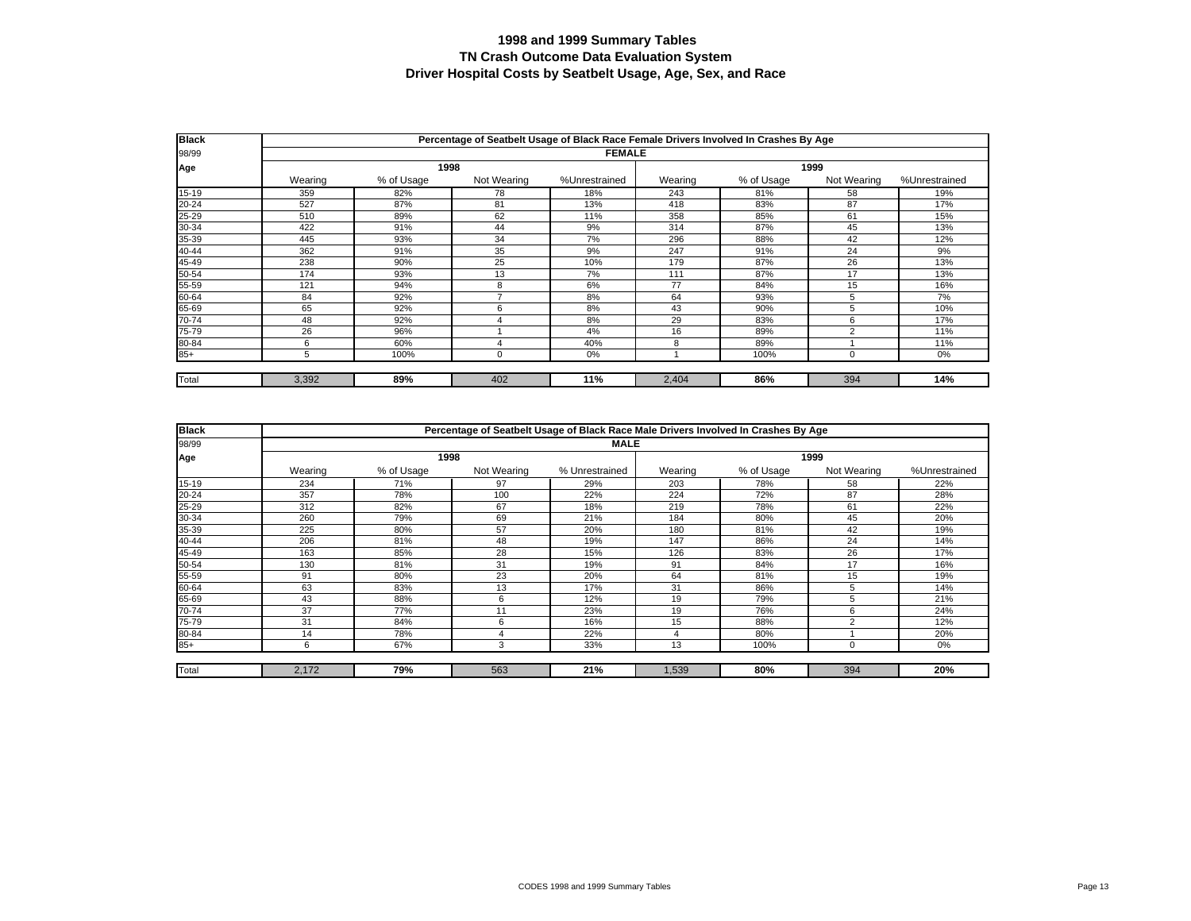# 1998 and 1999 Summary Tables
## TN Crash Outcome Data Evaluation System
## Driver Hospital Costs by Seatbelt Usage, Age, Sex, and Race

| Black | Percentage of Seatbelt Usage of Black Race Female Drivers Involved In Crashes By Age | | | | | | | |
|---|---|---|---|---|---|---|---|---|
| 98/99 | FEMALE | | | | | | | |
| Age | 1998 | | | | 1999 | | | |
| | Wearing | % of Usage | Not Wearing | %Unrestrained | Wearing | % of Usage | Not Wearing | %Unrestrained |
| 15-19 | 359 | 82% | 78 | 18% | 243 | 81% | 58 | 19% |
| 20-24 | 527 | 87% | 81 | 13% | 418 | 83% | 87 | 17% |
| 25-29 | 510 | 89% | 62 | 11% | 358 | 85% | 61 | 15% |
| 30-34 | 422 | 91% | 44 | 9% | 314 | 87% | 45 | 13% |
| 35-39 | 445 | 93% | 34 | 7% | 296 | 88% | 42 | 12% |
| 40-44 | 362 | 91% | 35 | 9% | 247 | 91% | 24 | 9% |
| 45-49 | 238 | 90% | 25 | 10% | 179 | 87% | 26 | 13% |
| 50-54 | 174 | 93% | 13 | 7% | 111 | 87% | 17 | 13% |
| 55-59 | 121 | 94% | 8 | 6% | 77 | 84% | 15 | 16% |
| 60-64 | 84 | 92% | 7 | 8% | 64 | 93% | 5 | 7% |
| 65-69 | 65 | 92% | 6 | 8% | 43 | 90% | 5 | 10% |
| 70-74 | 48 | 92% | 4 | 8% | 29 | 83% | 6 | 17% |
| 75-79 | 26 | 96% | 1 | 4% | 16 | 89% | 2 | 11% |
| 80-84 | 6 | 60% | 4 | 40% | 8 | 89% | 1 | 11% |
| 85+ | 5 | 100% | 0 | 0% | 1 | 100% | 0 | 0% |
| Total | 3,392 | **89%** | 402 | **11%** | 2,404 | **86%** | 394 | **14%** |

| Black | Percentage of Seatbelt Usage of Black Race Male Drivers Involved In Crashes By Age | | | | | | | |
|---|---|---|---|---|---|---|---|---|
| 98/99 | MALE | | | | | | | |
| Age | 1998 | | | | 1999 | | | |
| | Wearing | % of Usage | Not Wearing | % Unrestrained | Wearing | % of Usage | Not Wearing | %Unrestrained |
| 15-19 | 234 | 71% | 97 | 29% | 203 | 78% | 58 | 22% |
| 20-24 | 357 | 78% | 100 | 22% | 224 | 72% | 87 | 28% |
| 25-29 | 312 | 82% | 67 | 18% | 219 | 78% | 61 | 22% |
| 30-34 | 260 | 79% | 69 | 21% | 184 | 80% | 45 | 20% |
| 35-39 | 225 | 80% | 57 | 20% | 180 | 81% | 42 | 19% |
| 40-44 | 206 | 81% | 48 | 19% | 147 | 86% | 24 | 14% |
| 45-49 | 163 | 85% | 28 | 15% | 126 | 83% | 26 | 17% |
| 50-54 | 130 | 81% | 31 | 19% | 91 | 84% | 17 | 16% |
| 55-59 | 91 | 80% | 23 | 20% | 64 | 81% | 15 | 19% |
| 60-64 | 63 | 83% | 13 | 17% | 31 | 86% | 5 | 14% |
| 65-69 | 43 | 88% | 6 | 12% | 19 | 79% | 5 | 21% |
| 70-74 | 37 | 77% | 11 | 23% | 19 | 76% | 6 | 24% |
| 75-79 | 31 | 84% | 6 | 16% | 15 | 88% | 2 | 12% |
| 80-84 | 14 | 78% | 4 | 22% | 4 | 80% | 1 | 20% |
| 85+ | 6 | 67% | 3 | 33% | 13 | 100% | 0 | 0% |
| Total | 2,172 | **79%** | 563 | **21%** | 1,539 | **80%** | 394 | **20%** |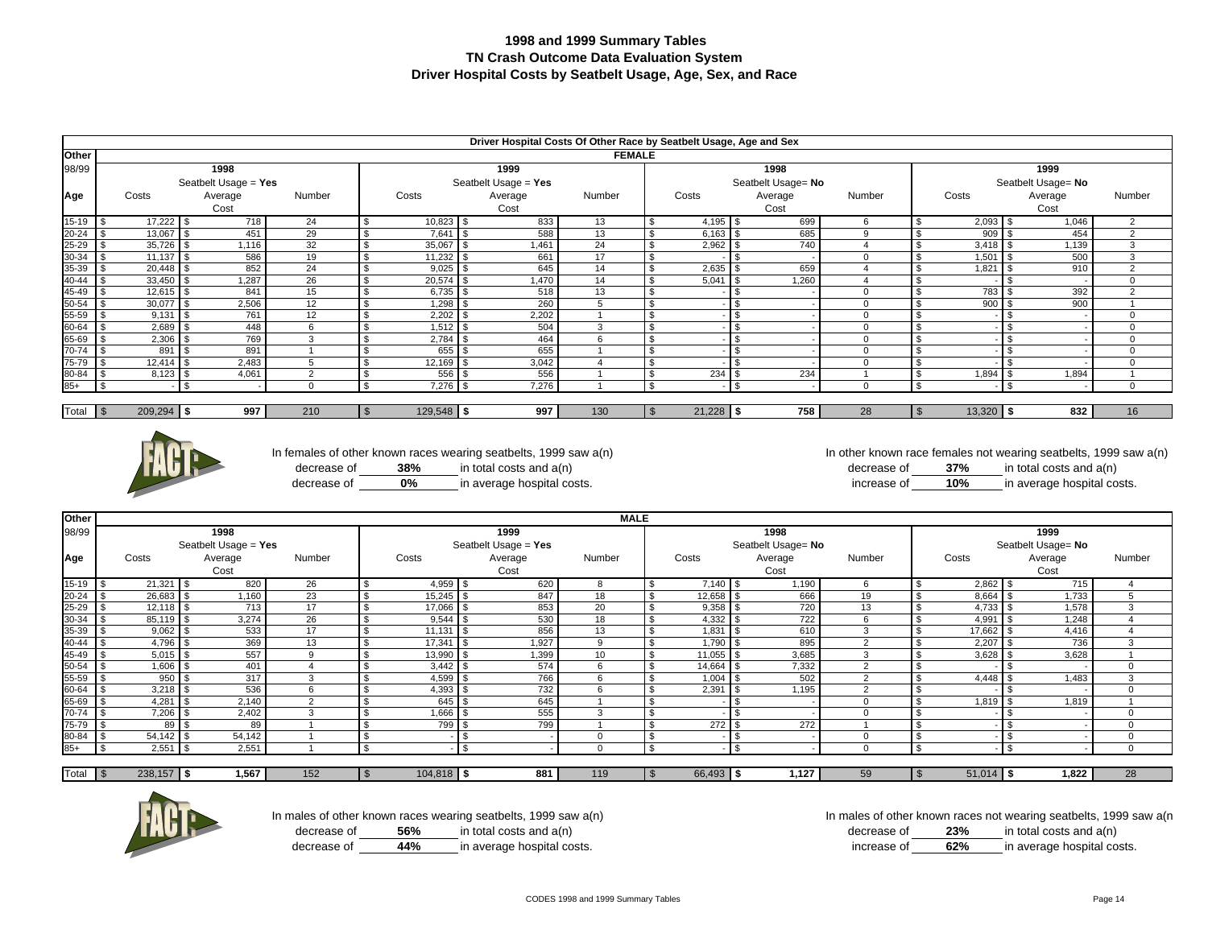# 1998 and 1999 Summary Tables
## TN Crash Outcome Data Evaluation System
## Driver Hospital Costs by Seatbelt Usage, Age, Sex, and Race

### Driver Hospital Costs Of Other Race by Seatbelt Usage, Age and Sex

**FEMALE**

| Other 98/99 Age | 1998 Seatbelt Usage = **Yes** Costs | Average Cost | Number | 1999 Seatbelt Usage = **Yes** Costs | Average Cost | Number | 1998 Seatbelt Usage= **No** Costs | Average Cost | Number | 1999 Seatbelt Usage= **No** Costs | Average Cost | Number |
|---|---|---|---|---|---|---|---|---|---|---|---|---|
| 15-19 | $ 17,222 | $ 718 | 24 | $ 10,823 | $ 833 | 13 | $ 4,195 | $ 699 | 6 | $ 2,093 | $ 1,046 | 2 |
| 20-24 | $ 13,067 | $ 451 | 29 | $ 7,641 | $ 588 | 13 | $ 6,163 | $ 685 | 9 | $ 909 | $ 454 | 2 |
| 25-29 | $ 35,726 | $ 1,116 | 32 | $ 35,067 | $ 1,461 | 24 | $ 2,962 | $ 740 | 4 | $ 3,418 | $ 1,139 | 3 |
| 30-34 | $ 11,137 | $ 586 | 19 | $ 11,232 | $ 661 | 17 | $ - | $ - | 0 | $ 1,501 | $ 500 | 3 |
| 35-39 | $ 20,448 | $ 852 | 24 | $ 9,025 | $ 645 | 14 | $ 2,635 | $ 659 | 4 | $ 1,821 | $ 910 | 2 |
| 40-44 | $ 33,450 | $ 1,287 | 26 | $ 20,574 | $ 1,470 | 14 | $ 5,041 | $ 1,260 | 4 | $ - | $ - | 0 |
| 45-49 | $ 12,615 | $ 841 | 15 | $ 6,735 | $ 518 | 13 | $ - | $ - | 0 | $ 783 | $ 392 | 2 |
| 50-54 | $ 30,077 | $ 2,506 | 12 | $ 1,298 | $ 260 | 5 | $ - | $ - | 0 | $ 900 | $ 900 | 1 |
| 55-59 | $ 9,131 | $ 761 | 12 | $ 2,202 | $ 2,202 | 1 | $ - | $ - | 0 | $ - | $ - | 0 |
| 60-64 | $ 2,689 | $ 448 | 6 | $ 1,512 | $ 504 | 3 | $ - | $ - | 0 | $ - | $ - | 0 |
| 65-69 | $ 2,306 | $ 769 | 3 | $ 2,784 | $ 464 | 6 | $ - | $ - | 0 | $ - | $ - | 0 |
| 70-74 | $ 891 | $ 891 | 1 | $ 655 | $ 655 | 1 | $ - | $ - | 0 | $ - | $ - | 0 |
| 75-79 | $ 12,414 | $ 2,483 | 5 | $ 12,169 | $ 3,042 | 4 | $ - | $ - | 0 | $ - | $ - | 0 |
| 80-84 | $ 8,123 | $ 4,061 | 2 | $ 556 | $ 556 | 1 | $ 234 | $ 234 | 1 | $ 1,894 | $ 1,894 | 1 |
| 85+ | $ - | $ - | 0 | $ 7,276 | $ 7,276 | 1 | $ - | $ - | 0 | $ - | $ - | 0 |
| Total | $ 209,294 | **$ 997** | 210 | $ 129,548 | **$ 997** | 130 | $ 21,228 | **$ 758** | 28 | $ 13,320 | **$ 832** | 16 |

**FACT:**

In females of other known races wearing seatbelts, 1999 saw a(n) decrease of **38%** in total costs and a(n) decrease of **0%** in average hospital costs.

In other known race females not wearing seatbelts, 1999 saw a(n) decrease of **37%** in total costs and a(n) increase of **10%** in average hospital costs.

**MALE**

| Other 98/99 Age | 1998 Seatbelt Usage = **Yes** Costs | Average Cost | Number | 1999 Seatbelt Usage = **Yes** Costs | Average Cost | Number | 1998 Seatbelt Usage= **No** Costs | Average Cost | Number | 1999 Seatbelt Usage= **No** Costs | Average Cost | Number |
|---|---|---|---|---|---|---|---|---|---|---|---|---|
| 15-19 | $ 21,321 | $ 820 | 26 | $ 4,959 | $ 620 | 8 | $ 7,140 | $ 1,190 | 6 | $ 2,862 | $ 715 | 4 |
| 20-24 | $ 26,683 | $ 1,160 | 23 | $ 15,245 | $ 847 | 18 | $ 12,658 | $ 666 | 19 | $ 8,664 | $ 1,733 | 5 |
| 25-29 | $ 12,118 | $ 713 | 17 | $ 17,066 | $ 853 | 20 | $ 9,358 | $ 720 | 13 | $ 4,733 | $ 1,578 | 3 |
| 30-34 | $ 85,119 | $ 3,274 | 26 | $ 9,544 | $ 530 | 18 | $ 4,332 | $ 722 | 6 | $ 4,991 | $ 1,248 | 4 |
| 35-39 | $ 9,062 | $ 533 | 17 | $ 11,131 | $ 856 | 13 | $ 1,831 | $ 610 | 3 | $ 17,662 | $ 4,416 | 4 |
| 40-44 | $ 4,796 | $ 369 | 13 | $ 17,341 | $ 1,927 | 9 | $ 1,790 | $ 895 | 2 | $ 2,207 | $ 736 | 3 |
| 45-49 | $ 5,015 | $ 557 | 9 | $ 13,990 | $ 1,399 | 10 | $ 11,055 | $ 3,685 | 3 | $ 3,628 | $ 3,628 | 1 |
| 50-54 | $ 1,606 | $ 401 | 4 | $ 3,442 | $ 574 | 6 | $ 14,664 | $ 7,332 | 2 | $ - | $ - | 0 |
| 55-59 | $ 950 | $ 317 | 3 | $ 4,599 | $ 766 | 6 | $ 1,004 | $ 502 | 2 | $ 4,448 | $ 1,483 | 3 |
| 60-64 | $ 3,218 | $ 536 | 6 | $ 4,393 | $ 732 | 6 | $ 2,391 | $ 1,195 | 2 | $ - | $ - | 0 |
| 65-69 | $ 4,281 | $ 2,140 | 2 | $ 645 | $ 645 | 1 | $ - | $ - | 0 | $ 1,819 | $ 1,819 | 1 |
| 70-74 | $ 7,206 | $ 2,402 | 3 | $ 1,666 | $ 555 | 3 | $ - | $ - | 0 | $ - | $ - | 0 |
| 75-79 | $ 89 | $ 89 | 1 | $ 799 | $ 799 | 1 | $ 272 | $ 272 | 1 | $ - | $ - | 0 |
| 80-84 | $ 54,142 | $ 54,142 | 1 | $ - | $ - | 0 | $ - | $ - | 0 | $ - | $ - | 0 |
| 85+ | $ 2,551 | $ 2,551 | 1 | $ - | $ - | 0 | $ - | $ - | 0 | $ - | $ - | 0 |
| Total | $ 238,157 | **$ 1,567** | 152 | $ 104,818 | **$ 881** | 119 | $ 66,493 | **$ 1,127** | 59 | $ 51,014 | **$ 1,822** | 28 |

**FACT:**

In males of other known races wearing seatbelts, 1999 saw a(n) decrease of **56%** in total costs and a(n) decrease of **44%** in average hospital costs.

In males of other known races not wearing seatbelts, 1999 saw a(n decrease of **23%** in total costs and a(n) increase of **62%** in average hospital costs.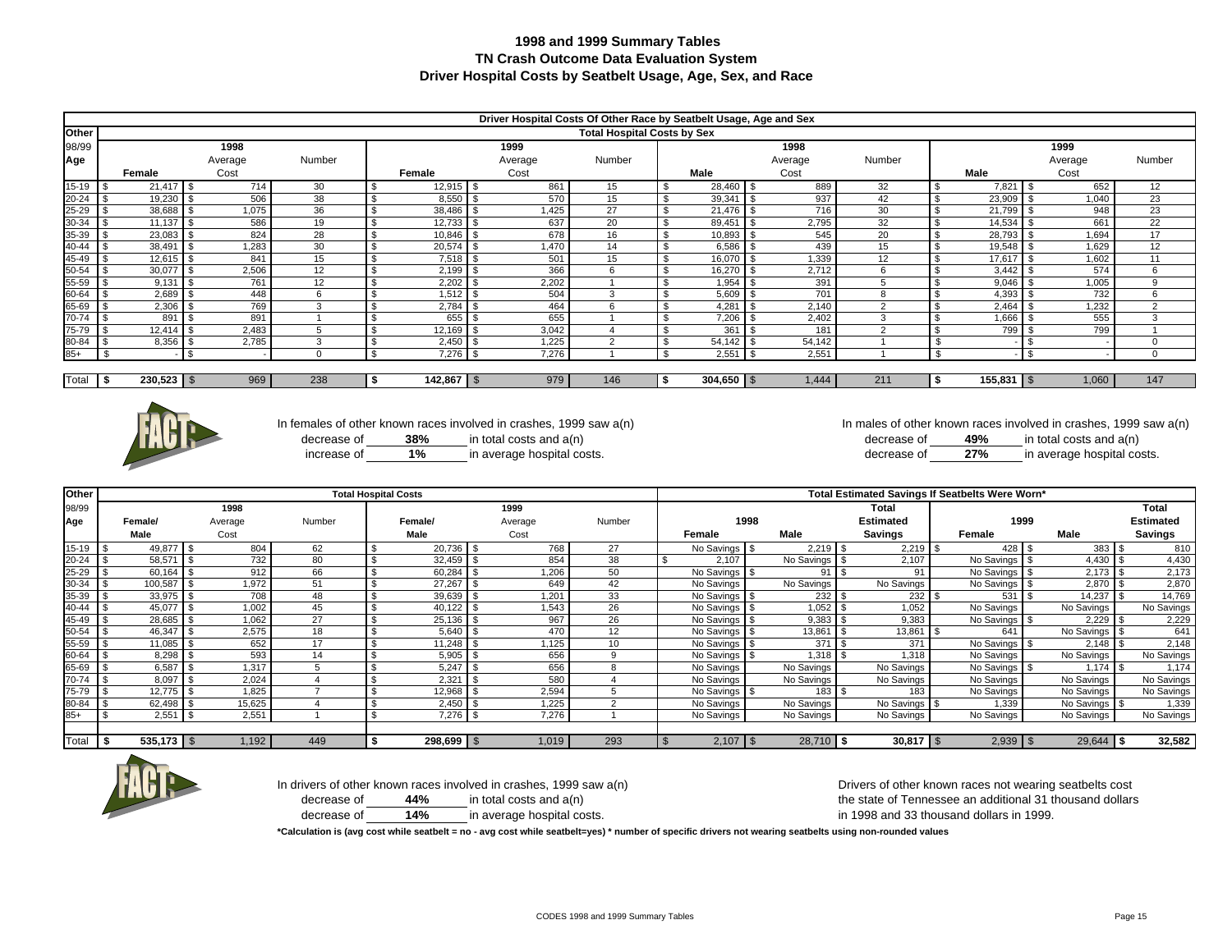# 1998 and 1999 Summary Tables
## TN Crash Outcome Data Evaluation System
## Driver Hospital Costs by Seatbelt Usage, Age, Sex, and Race

**Driver Hospital Costs Of Other Race by Seatbelt Usage, Age and Sex**

**Total Hospital Costs by Sex**

| Other 98/99 Age | 1998 Female | 1998 Average Cost | 1998 Number | 1999 Female | 1999 Average Cost | 1999 Number | 1998 Male | 1998 Average Cost | 1998 Number | 1999 Male | 1999 Average Cost | 1999 Number |
|---|---|---|---|---|---|---|---|---|---|---|---|---|
| 15-19 | $ 21,417 | $ 714 | 30 | $ 12,915 | $ 861 | 15 | $ 28,460 | $ 889 | 32 | $ 7,821 | $ 652 | 12 |
| 20-24 | $ 19,230 | $ 506 | 38 | $ 8,550 | $ 570 | 15 | $ 39,341 | $ 937 | 42 | $ 23,909 | $ 1,040 | 23 |
| 25-29 | $ 38,688 | $ 1,075 | 36 | $ 38,486 | $ 1,425 | 27 | $ 21,476 | $ 716 | 30 | $ 21,799 | $ 948 | 23 |
| 30-34 | $ 11,137 | $ 586 | 19 | $ 12,733 | $ 637 | 20 | $ 89,451 | $ 2,795 | 32 | $ 14,534 | $ 661 | 22 |
| 35-39 | $ 23,083 | $ 824 | 28 | $ 10,846 | $ 678 | 16 | $ 10,893 | $ 545 | 20 | $ 28,793 | $ 1,694 | 17 |
| 40-44 | $ 38,491 | $ 1,283 | 30 | $ 20,574 | $ 1,470 | 14 | $ 6,586 | $ 439 | 15 | $ 19,548 | $ 1,629 | 12 |
| 45-49 | $ 12,615 | $ 841 | 15 | $ 7,518 | $ 501 | 15 | $ 16,070 | $ 1,339 | 12 | $ 17,617 | $ 1,602 | 11 |
| 50-54 | $ 30,077 | $ 2,506 | 12 | $ 2,199 | $ 366 | 6 | $ 16,270 | $ 2,712 | 6 | $ 3,442 | $ 574 | 6 |
| 55-59 | $ 9,131 | $ 761 | 12 | $ 2,202 | $ 2,202 | 1 | $ 1,954 | $ 391 | 5 | $ 9,046 | $ 1,005 | 9 |
| 60-64 | $ 2,689 | $ 448 | 6 | $ 1,512 | $ 504 | 3 | $ 5,609 | $ 701 | 8 | $ 4,393 | $ 732 | 6 |
| 65-69 | $ 2,306 | $ 769 | 3 | $ 2,784 | $ 464 | 6 | $ 4,281 | $ 2,140 | 2 | $ 2,464 | $ 1,232 | 2 |
| 70-74 | $ 891 | $ 891 | 1 | $ 655 | $ 655 | 1 | $ 7,206 | $ 2,402 | 3 | $ 1,666 | $ 555 | 3 |
| 75-79 | $ 12,414 | $ 2,483 | 5 | $ 12,169 | $ 3,042 | 4 | $ 361 | $ 181 | 2 | $ 799 | $ 799 | 1 |
| 80-84 | $ 8,356 | $ 2,785 | 3 | $ 2,450 | $ 1,225 | 2 | $ 54,142 | $ 54,142 | 1 | $ - | $ - | 0 |
| 85+ | $ - | $ - | 0 | $ 7,276 | $ 7,276 | 1 | $ 2,551 | $ 2,551 | 1 | $ - | $ - | 0 |
| Total | **$ 230,523** | $ 969 | 238 | **$ 142,867** | $ 979 | 146 | **$ 304,650** | $ 1,444 | 211 | **$ 155,831** | $ 1,060 | 147 |

In females of other known races involved in crashes, 1999 saw a(n) decrease of **38%** in total costs and a(n) increase of **1%** in average hospital costs.

In males of other known races involved in crashes, 1999 saw a(n) decrease of **49%** in total costs and a(n) decrease of **27%** in average hospital costs.

| Other 98/99 Age | 1998 Female/ Male | 1998 Average Cost | 1998 Number | 1999 Female/ Male | 1999 Average Cost | 1999 Number | 1998 Female | 1998 Male | Total Estimated Savings | 1999 Female | 1999 Male | Total Estimated Savings |
|---|---|---|---|---|---|---|---|---|---|---|---|---|
| | **Total Hospital Costs** | | | | | | **Total Estimated Savings If Seatbelts Were Worn*** | | | | | |
| 15-19 | $ 49,877 | $ 804 | 62 | $ 20,736 | $ 768 | 27 | No Savings | $ 2,219 | $ 2,219 | $ 428 | $ 383 | $ 810 |
| 20-24 | $ 58,571 | $ 732 | 80 | $ 32,459 | $ 854 | 38 | $ 2,107 | No Savings | $ 2,107 | No Savings | $ 4,430 | $ 4,430 |
| 25-29 | $ 60,164 | $ 912 | 66 | $ 60,284 | $ 1,206 | 50 | No Savings | $ 91 | $ 91 | No Savings | $ 2,173 | $ 2,173 |
| 30-34 | $ 100,587 | $ 1,972 | 51 | $ 27,267 | $ 649 | 42 | No Savings | No Savings | No Savings | No Savings | $ 2,870 | $ 2,870 |
| 35-39 | $ 33,975 | $ 708 | 48 | $ 39,639 | $ 1,201 | 33 | No Savings | $ 232 | $ 232 | $ 531 | $ 14,237 | $ 14,769 |
| 40-44 | $ 45,077 | $ 1,002 | 45 | $ 40,122 | $ 1,543 | 26 | No Savings | $ 1,052 | $ 1,052 | No Savings | No Savings | No Savings |
| 45-49 | $ 28,685 | $ 1,062 | 27 | $ 25,136 | $ 967 | 26 | No Savings | $ 9,383 | $ 9,383 | No Savings | $ 2,229 | $ 2,229 |
| 50-54 | $ 46,347 | $ 2,575 | 18 | $ 5,640 | $ 470 | 12 | No Savings | $ 13,861 | $ 13,861 | $ 641 | No Savings | $ 641 |
| 55-59 | $ 11,085 | $ 652 | 17 | $ 11,248 | $ 1,125 | 10 | No Savings | $ 371 | $ 371 | No Savings | $ 2,148 | $ 2,148 |
| 60-64 | $ 8,298 | $ 593 | 14 | $ 5,905 | $ 656 | 9 | No Savings | $ 1,318 | $ 1,318 | No Savings | No Savings | No Savings |
| 65-69 | $ 6,587 | $ 1,317 | 5 | $ 5,247 | $ 656 | 8 | No Savings | No Savings | No Savings | No Savings | $ 1,174 | $ 1,174 |
| 70-74 | $ 8,097 | $ 2,024 | 4 | $ 2,321 | $ 580 | 4 | No Savings | No Savings | No Savings | No Savings | No Savings | No Savings |
| 75-79 | $ 12,775 | $ 1,825 | 7 | $ 12,968 | $ 2,594 | 5 | No Savings | $ 183 | $ 183 | No Savings | No Savings | No Savings |
| 80-84 | $ 62,498 | $ 15,625 | 4 | $ 2,450 | $ 1,225 | 2 | No Savings | No Savings | No Savings | $ 1,339 | No Savings | $ 1,339 |
| 85+ | $ 2,551 | $ 2,551 | 1 | $ 7,276 | $ 7,276 | 1 | No Savings | No Savings | No Savings | No Savings | No Savings | No Savings |
| Total | **$ 535,173** | $ 1,192 | 449 | **$ 298,699** | $ 1,019 | 293 | $ 2,107 | $ 28,710 | **$ 30,817** | $ 2,939 | $ 29,644 | **$ 32,582** |

In drivers of other known races involved in crashes, 1999 saw a(n) decrease of **44%** in total costs and a(n) decrease of **14%** in average hospital costs.

Drivers of other known races not wearing seatbelts cost the state of Tennessee an additional 31 thousand dollars in 1998 and 33 thousand dollars in 1999.

**\*Calculation is (avg cost while seatbelt = no - avg cost while seatbelt=yes) * number of specific drivers not wearing seatbelts using non-rounded values**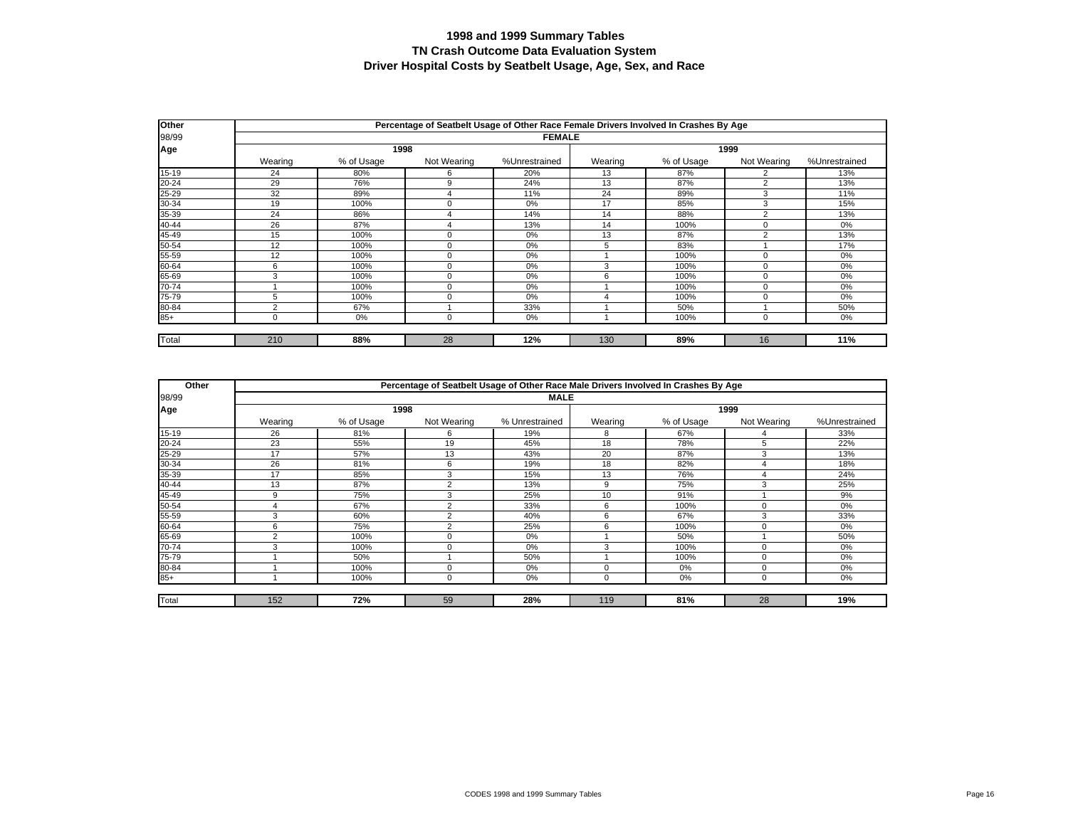# 1998 and 1999 Summary Tables
## TN Crash Outcome Data Evaluation System
## Driver Hospital Costs by Seatbelt Usage, Age, Sex, and Race

| Other | Percentage of Seatbelt Usage of Other Race Female Drivers Involved In Crashes By Age | | | | | | | |
|---|---|---|---|---|---|---|---|---|
| 98/99 | FEMALE | | | | | | | |
| Age | 1998 | | | | 1999 | | | |
| | Wearing | % of Usage | Not Wearing | %Unrestrained | Wearing | % of Usage | Not Wearing | %Unrestrained |
| 15-19 | 24 | 80% | 6 | 20% | 13 | 87% | 2 | 13% |
| 20-24 | 29 | 76% | 9 | 24% | 13 | 87% | 2 | 13% |
| 25-29 | 32 | 89% | 4 | 11% | 24 | 89% | 3 | 11% |
| 30-34 | 19 | 100% | 0 | 0% | 17 | 85% | 3 | 15% |
| 35-39 | 24 | 86% | 4 | 14% | 14 | 88% | 2 | 13% |
| 40-44 | 26 | 87% | 4 | 13% | 14 | 100% | 0 | 0% |
| 45-49 | 15 | 100% | 0 | 0% | 13 | 87% | 2 | 13% |
| 50-54 | 12 | 100% | 0 | 0% | 5 | 83% | 1 | 17% |
| 55-59 | 12 | 100% | 0 | 0% | 1 | 100% | 0 | 0% |
| 60-64 | 6 | 100% | 0 | 0% | 3 | 100% | 0 | 0% |
| 65-69 | 3 | 100% | 0 | 0% | 6 | 100% | 0 | 0% |
| 70-74 | 1 | 100% | 0 | 0% | 1 | 100% | 0 | 0% |
| 75-79 | 5 | 100% | 0 | 0% | 4 | 100% | 0 | 0% |
| 80-84 | 2 | 67% | 1 | 33% | 1 | 50% | 1 | 50% |
| 85+ | 0 | 0% | 0 | 0% | 1 | 100% | 0 | 0% |
| Total | 210 | **88%** | 28 | **12%** | 130 | **89%** | 16 | **11%** |

| Other | Percentage of Seatbelt Usage of Other Race Male Drivers Involved In Crashes By Age | | | | | | | |
|---|---|---|---|---|---|---|---|---|
| 98/99 | MALE | | | | | | | |
| Age | 1998 | | | | 1999 | | | |
| | Wearing | % of Usage | Not Wearing | % Unrestrained | Wearing | % of Usage | Not Wearing | %Unrestrained |
| 15-19 | 26 | 81% | 6 | 19% | 8 | 67% | 4 | 33% |
| 20-24 | 23 | 55% | 19 | 45% | 18 | 78% | 5 | 22% |
| 25-29 | 17 | 57% | 13 | 43% | 20 | 87% | 3 | 13% |
| 30-34 | 26 | 81% | 6 | 19% | 18 | 82% | 4 | 18% |
| 35-39 | 17 | 85% | 3 | 15% | 13 | 76% | 4 | 24% |
| 40-44 | 13 | 87% | 2 | 13% | 9 | 75% | 3 | 25% |
| 45-49 | 9 | 75% | 3 | 25% | 10 | 91% | 1 | 9% |
| 50-54 | 4 | 67% | 2 | 33% | 6 | 100% | 0 | 0% |
| 55-59 | 3 | 60% | 2 | 40% | 6 | 67% | 3 | 33% |
| 60-64 | 6 | 75% | 2 | 25% | 6 | 100% | 0 | 0% |
| 65-69 | 2 | 100% | 0 | 0% | 1 | 50% | 1 | 50% |
| 70-74 | 3 | 100% | 0 | 0% | 3 | 100% | 0 | 0% |
| 75-79 | 1 | 50% | 1 | 50% | 1 | 100% | 0 | 0% |
| 80-84 | 1 | 100% | 0 | 0% | 0 | 0% | 0 | 0% |
| 85+ | 1 | 100% | 0 | 0% | 0 | 0% | 0 | 0% |
| Total | 152 | **72%** | 59 | **28%** | 119 | **81%** | 28 | **19%** |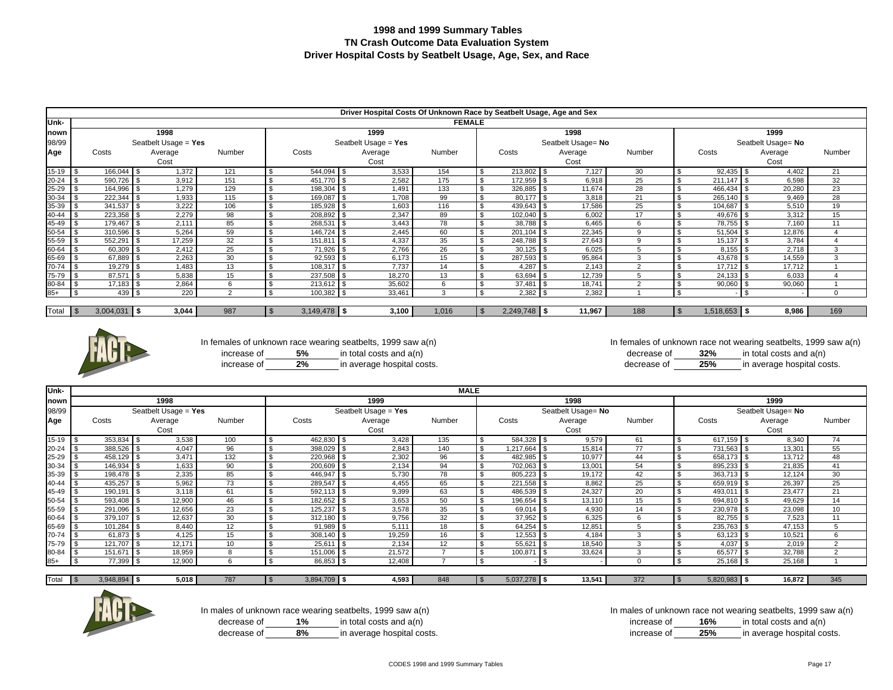# 1998 and 1999 Summary Tables
## TN Crash Outcome Data Evaluation System
## Driver Hospital Costs by Seatbelt Usage, Age, Sex, and Race

**Driver Hospital Costs Of Unknown Race by Seatbelt Usage, Age and Sex**

**FEMALE**

| Unknown 98/99 Age | 1998 Seatbelt Usage = Yes Costs | 1998 Seatbelt Usage = Yes Average Cost | 1998 Seatbelt Usage = Yes Number | 1999 Seatbelt Usage = Yes Costs | 1999 Seatbelt Usage = Yes Average Cost | 1999 Seatbelt Usage = Yes Number | 1998 Seatbelt Usage= No Costs | 1998 Seatbelt Usage= No Average Cost | 1998 Seatbelt Usage= No Number | 1999 Seatbelt Usage= No Costs | 1999 Seatbelt Usage= No Average Cost | 1999 Seatbelt Usage= No Number |
|---|---|---|---|---|---|---|---|---|---|---|---|---|
| 15-19 | $ 166,044 | $ 1,372 | 121 | $ 544,094 | $ 3,533 | 154 | $ 213,802 | $ 7,127 | 30 | $ 92,435 | $ 4,402 | 21 |
| 20-24 | $ 590,726 | $ 3,912 | 151 | $ 451,770 | $ 2,582 | 175 | $ 172,959 | $ 6,918 | 25 | $ 211,147 | $ 6,598 | 32 |
| 25-29 | $ 164,996 | $ 1,279 | 129 | $ 198,304 | $ 1,491 | 133 | $ 326,885 | $ 11,674 | 28 | $ 466,434 | $ 20,280 | 23 |
| 30-34 | $ 222,344 | $ 1,933 | 115 | $ 169,087 | $ 1,708 | 99 | $ 80,177 | $ 3,818 | 21 | $ 265,140 | $ 9,469 | 28 |
| 35-39 | $ 341,537 | $ 3,222 | 106 | $ 185,928 | $ 1,603 | 116 | $ 439,643 | $ 17,586 | 25 | $ 104,687 | $ 5,510 | 19 |
| 40-44 | $ 223,358 | $ 2,279 | 98 | $ 208,892 | $ 2,347 | 89 | $ 102,040 | $ 6,002 | 17 | $ 49,676 | $ 3,312 | 15 |
| 45-49 | $ 179,467 | $ 2,111 | 85 | $ 268,531 | $ 3,443 | 78 | $ 38,788 | $ 6,465 | 6 | $ 78,755 | $ 7,160 | 11 |
| 50-54 | $ 310,596 | $ 5,264 | 59 | $ 146,724 | $ 2,445 | 60 | $ 201,104 | $ 22,345 | 9 | $ 51,504 | $ 12,876 | 4 |
| 55-59 | $ 552,291 | $ 17,259 | 32 | $ 151,811 | $ 4,337 | 35 | $ 248,788 | $ 27,643 | 9 | $ 15,137 | $ 3,784 | 4 |
| 60-64 | $ 60,309 | $ 2,412 | 25 | $ 71,926 | $ 2,766 | 26 | $ 30,125 | $ 6,025 | 5 | $ 8,155 | $ 2,718 | 3 |
| 65-69 | $ 67,889 | $ 2,263 | 30 | $ 92,593 | $ 6,173 | 15 | $ 287,593 | $ 95,864 | 3 | $ 43,678 | $ 14,559 | 3 |
| 70-74 | $ 19,279 | $ 1,483 | 13 | $ 108,317 | $ 7,737 | 14 | $ 4,287 | $ 2,143 | 2 | $ 17,712 | $ 17,712 | 1 |
| 75-79 | $ 87,571 | $ 5,838 | 15 | $ 237,508 | $ 18,270 | 13 | $ 63,694 | $ 12,739 | 5 | $ 24,133 | $ 6,033 | 4 |
| 80-84 | $ 17,183 | $ 2,864 | 6 | $ 213,612 | $ 35,602 | 6 | $ 37,481 | $ 18,741 | 2 | $ 90,060 | $ 90,060 | 1 |
| 85+ | $ 439 | $ 220 | 2 | $ 100,382 | $ 33,461 | 3 | $ 2,382 | $ 2,382 | 1 | $ - | $ - | 0 |
| Total | $ 3,004,031 | **$ 3,044** | 987 | $ 3,149,478 | **$ 3,100** | 1,016 | $ 2,249,748 | **$ 11,967** | 188 | $ 1,518,653 | **$ 8,986** | 169 |

FACT:

In females of unknown race wearing seatbelts, 1999 saw a(n) increase of **5%** in total costs and a(n) increase of **2%** in average hospital costs.

In females of unknown race not wearing seatbelts, 1999 saw a(n) decrease of **32%** in total costs and a(n) decrease of **25%** in average hospital costs.

**MALE**

| Unknown 98/99 Age | 1998 Seatbelt Usage = Yes Costs | 1998 Seatbelt Usage = Yes Average Cost | 1998 Seatbelt Usage = Yes Number | 1999 Seatbelt Usage = Yes Costs | 1999 Seatbelt Usage = Yes Average Cost | 1999 Seatbelt Usage = Yes Number | 1998 Seatbelt Usage= No Costs | 1998 Seatbelt Usage= No Average Cost | 1998 Seatbelt Usage= No Number | 1999 Seatbelt Usage= No Costs | 1999 Seatbelt Usage= No Average Cost | 1999 Seatbelt Usage= No Number |
|---|---|---|---|---|---|---|---|---|---|---|---|---|
| 15-19 | $ 353,834 | $ 3,538 | 100 | $ 462,830 | $ 3,428 | 135 | $ 584,328 | $ 9,579 | 61 | $ 617,159 | $ 8,340 | 74 |
| 20-24 | $ 388,526 | $ 4,047 | 96 | $ 398,029 | $ 2,843 | 140 | $ 1,217,664 | $ 15,814 | 77 | $ 731,563 | $ 13,301 | 55 |
| 25-29 | $ 458,129 | $ 3,471 | 132 | $ 220,968 | $ 2,302 | 96 | $ 482,985 | $ 10,977 | 44 | $ 658,173 | $ 13,712 | 48 |
| 30-34 | $ 146,934 | $ 1,633 | 90 | $ 200,609 | $ 2,134 | 94 | $ 702,063 | $ 13,001 | 54 | $ 895,233 | $ 21,835 | 41 |
| 35-39 | $ 198,478 | $ 2,335 | 85 | $ 446,947 | $ 5,730 | 78 | $ 805,223 | $ 19,172 | 42 | $ 363,713 | $ 12,124 | 30 |
| 40-44 | $ 435,257 | $ 5,962 | 73 | $ 289,547 | $ 4,455 | 65 | $ 221,558 | $ 8,862 | 25 | $ 659,919 | $ 26,397 | 25 |
| 45-49 | $ 190,191 | $ 3,118 | 61 | $ 592,113 | $ 9,399 | 63 | $ 486,539 | $ 24,327 | 20 | $ 493,011 | $ 23,477 | 21 |
| 50-54 | $ 593,408 | $ 12,900 | 46 | $ 182,652 | $ 3,653 | 50 | $ 196,654 | $ 13,110 | 15 | $ 694,810 | $ 49,629 | 14 |
| 55-59 | $ 291,096 | $ 12,656 | 23 | $ 125,237 | $ 3,578 | 35 | $ 69,014 | $ 4,930 | 14 | $ 230,978 | $ 23,098 | 10 |
| 60-64 | $ 379,107 | $ 12,637 | 30 | $ 312,180 | $ 9,756 | 32 | $ 37,952 | $ 6,325 | 6 | $ 82,755 | $ 7,523 | 11 |
| 65-69 | $ 101,284 | $ 8,440 | 12 | $ 91,989 | $ 5,111 | 18 | $ 64,254 | $ 12,851 | 5 | $ 235,763 | $ 47,153 | 5 |
| 70-74 | $ 61,873 | $ 4,125 | 15 | $ 308,140 | $ 19,259 | 16 | $ 12,553 | $ 4,184 | 3 | $ 63,123 | $ 10,521 | 6 |
| 75-79 | $ 121,707 | $ 12,171 | 10 | $ 25,611 | $ 2,134 | 12 | $ 55,621 | $ 18,540 | 3 | $ 4,037 | $ 2,019 | 2 |
| 80-84 | $ 151,671 | $ 18,959 | 8 | $ 151,006 | $ 21,572 | 7 | $ 100,871 | $ 33,624 | 3 | $ 65,577 | $ 32,788 | 2 |
| 85+ | $ 77,399 | $ 12,900 | 6 | $ 86,853 | $ 12,408 | 7 | $ - | $ - | 0 | $ 25,168 | $ 25,168 | 1 |
| Total | $ 3,948,894 | **$ 5,018** | 787 | $ 3,894,709 | **$ 4,593** | 848 | $ 5,037,278 | **$ 13,541** | 372 | $ 5,820,983 | **$ 16,872** | 345 |

FACT:

In males of unknown race wearing seatbelts, 1999 saw a(n) decrease of **1%** in total costs and a(n) decrease of **8%** in average hospital costs.

In males of unknown race not wearing seatbelts, 1999 saw a(n) increase of **16%** in total costs and a(n) increase of **25%** in average hospital costs.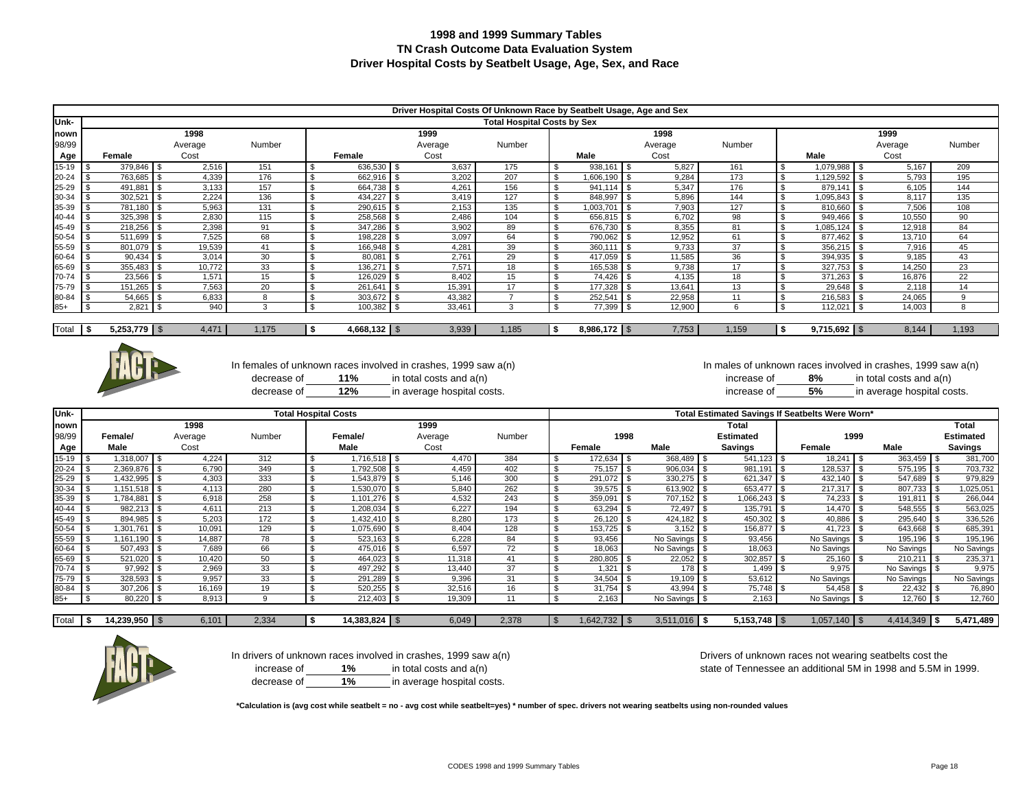# 1998 and 1999 Summary Tables
## TN Crash Outcome Data Evaluation System
## Driver Hospital Costs by Seatbelt Usage, Age, Sex, and Race

**Driver Hospital Costs Of Unknown Race by Seatbelt Usage, Age and Sex**

**Total Hospital Costs by Sex**

| Unknown 98/99 Age | 1998 Female | 1998 Average Cost | 1998 Number | 1999 Female | 1999 Average Cost | 1999 Number | 1998 Male | 1998 Average Cost | 1998 Number | 1999 Male | 1999 Average Cost | 1999 Number |
|---|---|---|---|---|---|---|---|---|---|---|---|---|
| 15-19 | $ 379,846 | $ 2,516 | 151 | $ 636,530 | $ 3,637 | 175 | $ 938,161 | $ 5,827 | 161 | $ 1,079,988 | $ 5,167 | 209 |
| 20-24 | $ 763,685 | $ 4,339 | 176 | $ 662,916 | $ 3,202 | 207 | $ 1,606,190 | $ 9,284 | 173 | $ 1,129,592 | $ 5,793 | 195 |
| 25-29 | $ 491,881 | $ 3,133 | 157 | $ 664,738 | $ 4,261 | 156 | $ 941,114 | $ 5,347 | 176 | $ 879,141 | $ 6,105 | 144 |
| 30-34 | $ 302,521 | $ 2,224 | 136 | $ 434,227 | $ 3,419 | 127 | $ 848,997 | $ 5,896 | 144 | $ 1,095,843 | $ 8,117 | 135 |
| 35-39 | $ 781,180 | $ 5,963 | 131 | $ 290,615 | $ 2,153 | 135 | $ 1,003,701 | $ 7,903 | 127 | $ 810,660 | $ 7,506 | 108 |
| 40-44 | $ 325,398 | $ 2,830 | 115 | $ 258,568 | $ 2,486 | 104 | $ 656,815 | $ 6,702 | 98 | $ 949,466 | $ 10,550 | 90 |
| 45-49 | $ 218,256 | $ 2,398 | 91 | $ 347,286 | $ 3,902 | 89 | $ 676,730 | $ 8,355 | 81 | $ 1,085,124 | $ 12,918 | 84 |
| 50-54 | $ 511,699 | $ 7,525 | 68 | $ 198,228 | $ 3,097 | 64 | $ 790,062 | $ 12,952 | 61 | $ 877,462 | $ 13,710 | 64 |
| 55-59 | $ 801,079 | $ 19,539 | 41 | $ 166,948 | $ 4,281 | 39 | $ 360,111 | $ 9,733 | 37 | $ 356,215 | $ 7,916 | 45 |
| 60-64 | $ 90,434 | $ 3,014 | 30 | $ 80,081 | $ 2,761 | 29 | $ 417,059 | $ 11,585 | 36 | $ 394,935 | $ 9,185 | 43 |
| 65-69 | $ 355,483 | $ 10,772 | 33 | $ 136,271 | $ 7,571 | 18 | $ 165,538 | $ 9,738 | 17 | $ 327,753 | $ 14,250 | 23 |
| 70-74 | $ 23,566 | $ 1,571 | 15 | $ 126,029 | $ 8,402 | 15 | $ 74,426 | $ 4,135 | 18 | $ 371,263 | $ 16,876 | 22 |
| 75-79 | $ 151,265 | $ 7,563 | 20 | $ 261,641 | $ 15,391 | 17 | $ 177,328 | $ 13,641 | 13 | $ 29,648 | $ 2,118 | 14 |
| 80-84 | $ 54,665 | $ 6,833 | 8 | $ 303,672 | $ 43,382 | 7 | $ 252,541 | $ 22,958 | 11 | $ 216,583 | $ 24,065 | 9 |
| 85+ | $ 2,821 | $ 940 | 3 | $ 100,382 | $ 33,461 | 3 | $ 77,399 | $ 12,900 | 6 | $ 112,021 | $ 14,003 | 8 |
| Total | **$ 5,253,779** | $ 4,471 | 1,175 | **$ 4,668,132** | $ 3,939 | 1,185 | **$ 8,986,172** | $ 7,753 | 1,159 | **$ 9,715,692** | $ 8,144 | 1,193 |

FACT: In females of unknown races involved in crashes, 1999 saw a(n) decrease of **11%** in total costs and a(n) decrease of **12%** in average hospital costs.

In males of unknown races involved in crashes, 1999 saw a(n) increase of **8%** in total costs and a(n) increase of **5%** in average hospital costs.

**Total Hospital Costs** / **Total Estimated Savings If Seatbelts Were Worn***

| Unknown 98/99 Age | 1998 Female/ Male | 1998 Average Cost | 1998 Number | 1999 Female/ Male | 1999 Average Cost | 1999 Number | 1998 Female | 1998 Male | 1998 Total Estimated Savings | 1999 Female | 1999 Male | 1999 Total Estimated Savings |
|---|---|---|---|---|---|---|---|---|---|---|---|---|
| 15-19 | $ 1,318,007 | $ 4,224 | 312 | $ 1,716,518 | $ 4,470 | 384 | $ 172,634 | $ 368,489 | $ 541,123 | $ 18,241 | $ 363,459 | $ 381,700 |
| 20-24 | $ 2,369,876 | $ 6,790 | 349 | $ 1,792,508 | $ 4,459 | 402 | $ 75,157 | $ 906,034 | $ 981,191 | $ 128,537 | $ 575,195 | $ 703,732 |
| 25-29 | $ 1,432,995 | $ 4,303 | 333 | $ 1,543,879 | $ 5,146 | 300 | $ 291,072 | $ 330,275 | $ 621,347 | $ 432,140 | $ 547,689 | $ 979,829 |
| 30-34 | $ 1,151,518 | $ 4,113 | 280 | $ 1,530,070 | $ 5,840 | 262 | $ 39,575 | $ 613,902 | $ 653,477 | $ 217,317 | $ 807,733 | $ 1,025,051 |
| 35-39 | $ 1,784,881 | $ 6,918 | 258 | $ 1,101,276 | $ 4,532 | 243 | $ 359,091 | $ 707,152 | $ 1,066,243 | $ 74,233 | $ 191,811 | $ 266,044 |
| 40-44 | $ 982,213 | $ 4,611 | 213 | $ 1,208,034 | $ 6,227 | 194 | $ 63,294 | $ 72,497 | $ 135,791 | $ 14,470 | $ 548,555 | $ 563,025 |
| 45-49 | $ 894,985 | $ 5,203 | 172 | $ 1,432,410 | $ 8,280 | 173 | $ 26,120 | $ 424,182 | $ 450,302 | $ 40,886 | $ 295,640 | $ 336,526 |
| 50-54 | $ 1,301,761 | $ 10,091 | 129 | $ 1,075,690 | $ 8,404 | 128 | $ 153,725 | $ 3,152 | $ 156,877 | $ 41,723 | $ 643,668 | $ 685,391 |
| 55-59 | $ 1,161,190 | $ 14,887 | 78 | $ 523,163 | $ 6,228 | 84 | $ 93,456 | No Savings | $ 93,456 | No Savings | $ 195,196 | $ 195,196 |
| 60-64 | $ 507,493 | $ 7,689 | 66 | $ 475,016 | $ 6,597 | 72 | $ 18,063 | No Savings | $ 18,063 | No Savings | No Savings | No Savings |
| 65-69 | $ 521,020 | $ 10,420 | 50 | $ 464,023 | $ 11,318 | 41 | $ 280,805 | $ 22,052 | $ 302,857 | $ 25,160 | $ 210,211 | $ 235,371 |
| 70-74 | $ 97,992 | $ 2,969 | 33 | $ 497,292 | $ 13,440 | 37 | $ 1,321 | $ 178 | $ 1,499 | $ 9,975 | No Savings | $ 9,975 |
| 75-79 | $ 328,593 | $ 9,957 | 33 | $ 291,289 | $ 9,396 | 31 | $ 34,504 | $ 19,109 | $ 53,612 | No Savings | No Savings | No Savings |
| 80-84 | $ 307,206 | $ 16,169 | 19 | $ 520,255 | $ 32,516 | 16 | $ 31,754 | $ 43,994 | $ 75,748 | $ 54,458 | $ 22,432 | $ 76,890 |
| 85+ | $ 80,220 | $ 8,913 | 9 | $ 212,403 | $ 19,309 | 11 | $ 2,163 | No Savings | $ 2,163 | No Savings | $ 12,760 | $ 12,760 |
| Total | **$ 14,239,950** | $ 6,101 | 2,334 | **$ 14,383,824** | $ 6,049 | 2,378 | $ 1,642,732 | $ 3,511,016 | **$ 5,153,748** | $ 1,057,140 | $ 4,414,349 | **$ 5,471,489** |

FACT: In drivers of unknown races involved in crashes, 1999 saw a(n) increase of **1%** in total costs and a(n) decrease of **1%** in average hospital costs.

Drivers of unknown races not wearing seatbelts cost the state of Tennessee an additional 5M in 1998 and 5.5M in 1999.

**\*Calculation is (avg cost while seatbelt = no - avg cost while seatbelt=yes) * number of spec. drivers not wearing seatbelts using non-rounded values**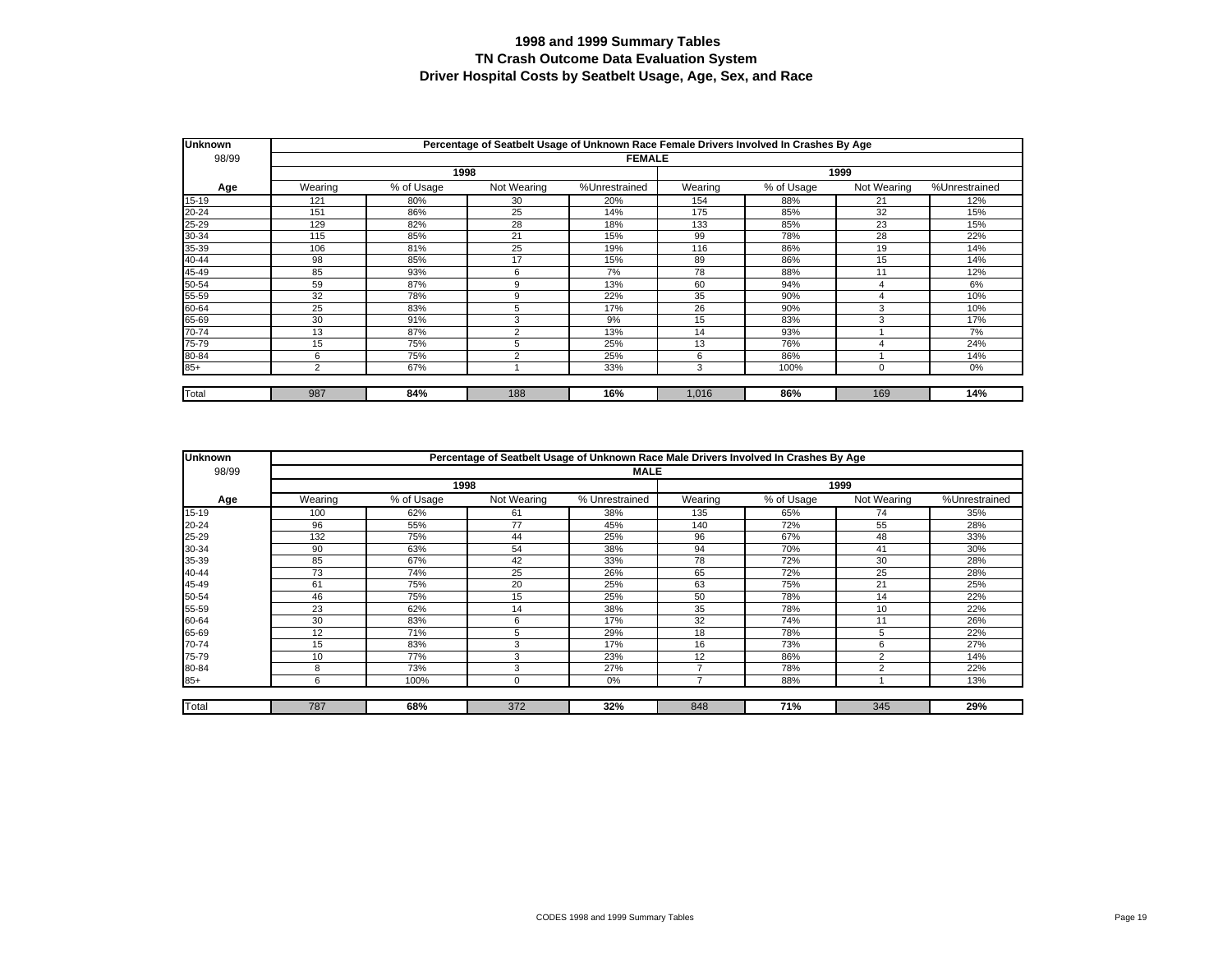# 1998 and 1999 Summary Tables
## TN Crash Outcome Data Evaluation System
### Driver Hospital Costs by Seatbelt Usage, Age, Sex, and Race

| Unknown | Percentage of Seatbelt Usage of Unknown Race Female Drivers Involved In Crashes By Age | | | | | | | |
|---|---|---|---|---|---|---|---|---|
| 98/99 | FEMALE | | | | | | | |
| | 1998 | | | | 1999 | | | |
| Age | Wearing | % of Usage | Not Wearing | %Unrestrained | Wearing | % of Usage | Not Wearing | %Unrestrained |
| 15-19 | 121 | 80% | 30 | 20% | 154 | 88% | 21 | 12% |
| 20-24 | 151 | 86% | 25 | 14% | 175 | 85% | 32 | 15% |
| 25-29 | 129 | 82% | 28 | 18% | 133 | 85% | 23 | 15% |
| 30-34 | 115 | 85% | 21 | 15% | 99 | 78% | 28 | 22% |
| 35-39 | 106 | 81% | 25 | 19% | 116 | 86% | 19 | 14% |
| 40-44 | 98 | 85% | 17 | 15% | 89 | 86% | 15 | 14% |
| 45-49 | 85 | 93% | 6 | 7% | 78 | 88% | 11 | 12% |
| 50-54 | 59 | 87% | 9 | 13% | 60 | 94% | 4 | 6% |
| 55-59 | 32 | 78% | 9 | 22% | 35 | 90% | 4 | 10% |
| 60-64 | 25 | 83% | 5 | 17% | 26 | 90% | 3 | 10% |
| 65-69 | 30 | 91% | 3 | 9% | 15 | 83% | 3 | 17% |
| 70-74 | 13 | 87% | 2 | 13% | 14 | 93% | 1 | 7% |
| 75-79 | 15 | 75% | 5 | 25% | 13 | 76% | 4 | 24% |
| 80-84 | 6 | 75% | 2 | 25% | 6 | 86% | 1 | 14% |
| 85+ | 2 | 67% | 1 | 33% | 3 | 100% | 0 | 0% |
| Total | 987 | **84%** | 188 | **16%** | 1,016 | **86%** | 169 | **14%** |

| Unknown | Percentage of Seatbelt Usage of Unknown Race Male Drivers Involved In Crashes By Age | | | | | | | |
|---|---|---|---|---|---|---|---|---|
| 98/99 | MALE | | | | | | | |
| | 1998 | | | | 1999 | | | |
| Age | Wearing | % of Usage | Not Wearing | % Unrestrained | Wearing | % of Usage | Not Wearing | %Unrestrained |
| 15-19 | 100 | 62% | 61 | 38% | 135 | 65% | 74 | 35% |
| 20-24 | 96 | 55% | 77 | 45% | 140 | 72% | 55 | 28% |
| 25-29 | 132 | 75% | 44 | 25% | 96 | 67% | 48 | 33% |
| 30-34 | 90 | 63% | 54 | 38% | 94 | 70% | 41 | 30% |
| 35-39 | 85 | 67% | 42 | 33% | 78 | 72% | 30 | 28% |
| 40-44 | 73 | 74% | 25 | 26% | 65 | 72% | 25 | 28% |
| 45-49 | 61 | 75% | 20 | 25% | 63 | 75% | 21 | 25% |
| 50-54 | 46 | 75% | 15 | 25% | 50 | 78% | 14 | 22% |
| 55-59 | 23 | 62% | 14 | 38% | 35 | 78% | 10 | 22% |
| 60-64 | 30 | 83% | 6 | 17% | 32 | 74% | 11 | 26% |
| 65-69 | 12 | 71% | 5 | 29% | 18 | 78% | 5 | 22% |
| 70-74 | 15 | 83% | 3 | 17% | 16 | 73% | 6 | 27% |
| 75-79 | 10 | 77% | 3 | 23% | 12 | 86% | 2 | 14% |
| 80-84 | 8 | 73% | 3 | 27% | 7 | 78% | 2 | 22% |
| 85+ | 6 | 100% | 0 | 0% | 7 | 88% | 1 | 13% |
| Total | 787 | **68%** | 372 | **32%** | 848 | **71%** | 345 | **29%** |